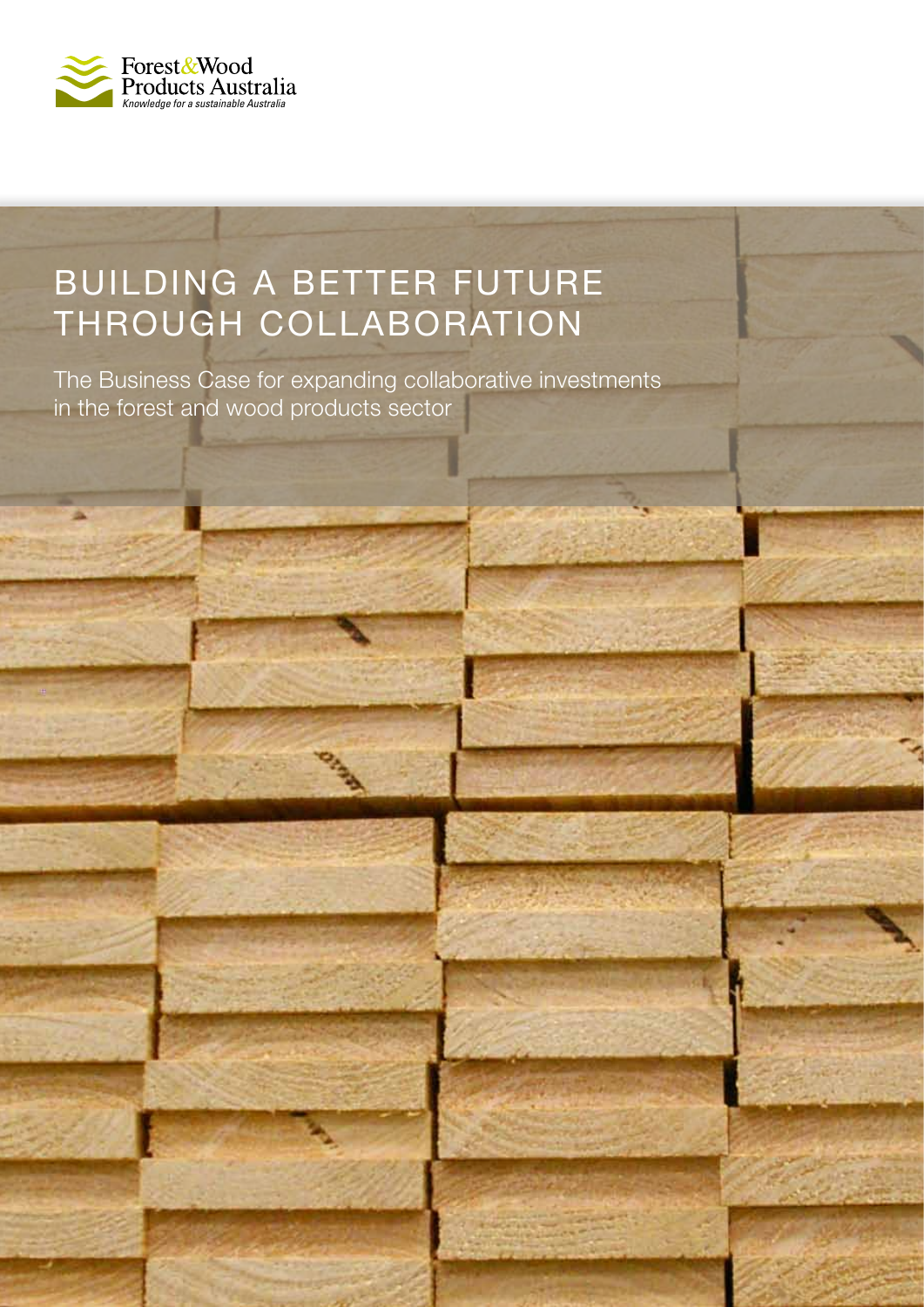Forest&Wood Products Australia
*Knowledge for a sustainable Australia*

# BUILDING A BETTER FUTURE THROUGH COLLABORATION

The Business Case for expanding collaborative investments in the forest and wood products sector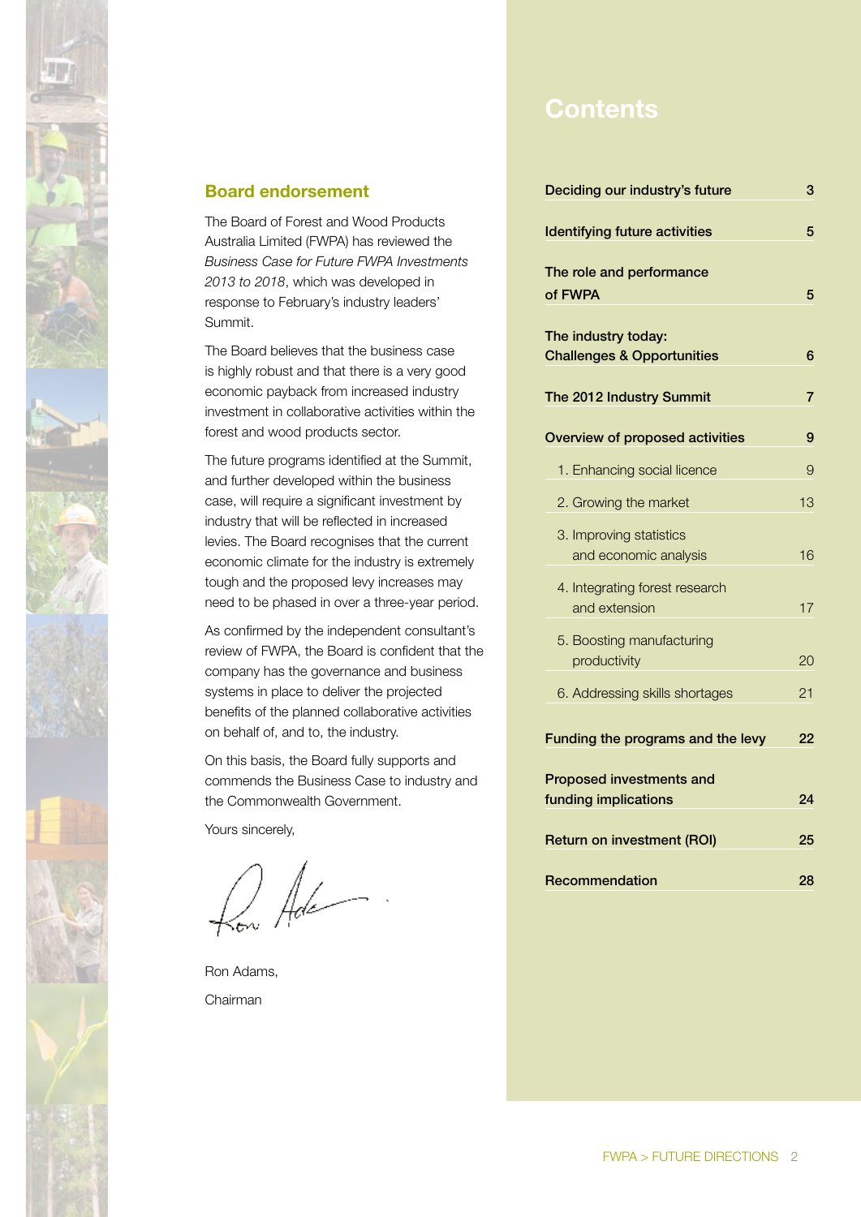## Board endorsement

The Board of Forest and Wood Products Australia Limited (FWPA) has reviewed the *Business Case for Future FWPA Investments 2013 to 2018*, which was developed in response to February's industry leaders' Summit.

The Board believes that the business case is highly robust and that there is a very good economic payback from increased industry investment in collaborative activities within the forest and wood products sector.

The future programs identified at the Summit, and further developed within the business case, will require a significant investment by industry that will be reflected in increased levies. The Board recognises that the current economic climate for the industry is extremely tough and the proposed levy increases may need to be phased in over a three-year period.

As confirmed by the independent consultant's review of FWPA, the Board is confident that the company has the governance and business systems in place to deliver the projected benefits of the planned collaborative activities on behalf of, and to, the industry.

On this basis, the Board fully supports and commends the Business Case to industry and the Commonwealth Government.

Yours sincerely,

Ron Adams,

Chairman

## Contents

| | |
|---|---|
| **Deciding our industry's future** | **3** |
| **Identifying future activities** | **5** |
| **The role and performance of FWPA** | **5** |
| **The industry today: Challenges & Opportunities** | **6** |
| **The 2012 Industry Summit** | **7** |
| **Overview of proposed activities** | **9** |
| 1. Enhancing social licence | 9 |
| 2. Growing the market | 13 |
| 3. Improving statistics and economic analysis | 16 |
| 4. Integrating forest research and extension | 17 |
| 5. Boosting manufacturing productivity | 20 |
| 6. Addressing skills shortages | 21 |
| **Funding the programs and the levy** | **22** |
| **Proposed investments and funding implications** | **24** |
| **Return on investment (ROI)** | **25** |
| **Recommendation** | **28** |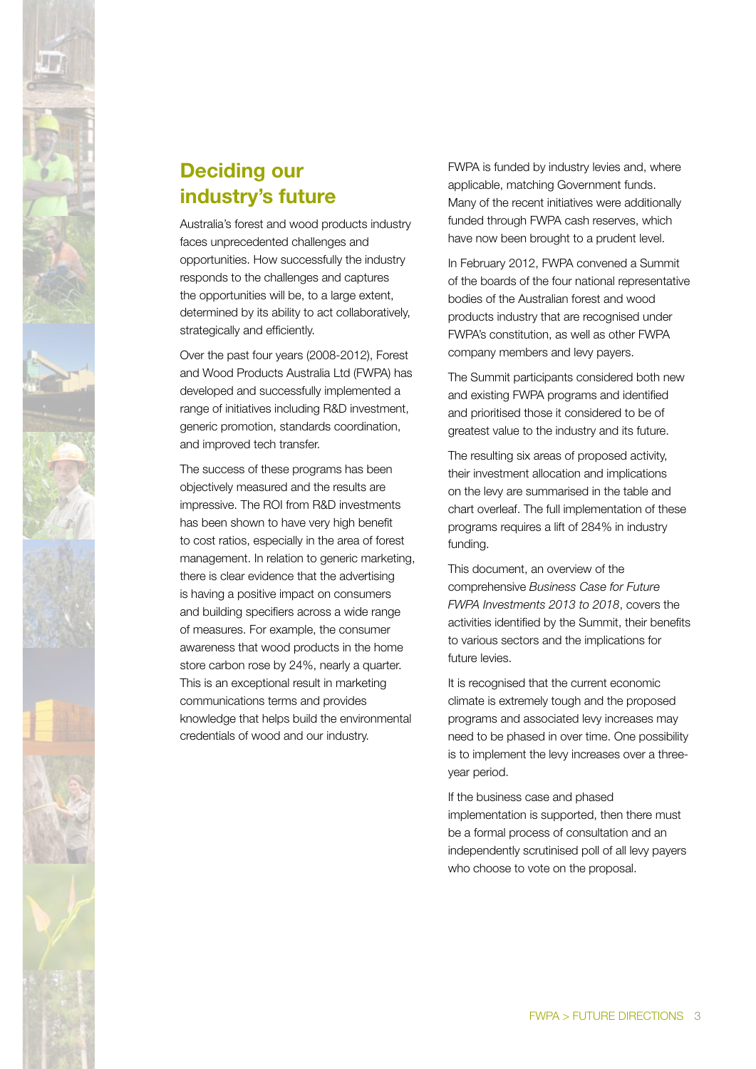## Deciding our industry's future

Australia's forest and wood products industry faces unprecedented challenges and opportunities. How successfully the industry responds to the challenges and captures the opportunities will be, to a large extent, determined by its ability to act collaboratively, strategically and efficiently.

Over the past four years (2008-2012), Forest and Wood Products Australia Ltd (FWPA) has developed and successfully implemented a range of initiatives including R&D investment, generic promotion, standards coordination, and improved tech transfer.

The success of these programs has been objectively measured and the results are impressive. The ROI from R&D investments has been shown to have very high benefit to cost ratios, especially in the area of forest management. In relation to generic marketing, there is clear evidence that the advertising is having a positive impact on consumers and building specifiers across a wide range of measures. For example, the consumer awareness that wood products in the home store carbon rose by 24%, nearly a quarter. This is an exceptional result in marketing communications terms and provides knowledge that helps build the environmental credentials of wood and our industry.

FWPA is funded by industry levies and, where applicable, matching Government funds. Many of the recent initiatives were additionally funded through FWPA cash reserves, which have now been brought to a prudent level.

In February 2012, FWPA convened a Summit of the boards of the four national representative bodies of the Australian forest and wood products industry that are recognised under FWPA's constitution, as well as other FWPA company members and levy payers.

The Summit participants considered both new and existing FWPA programs and identified and prioritised those it considered to be of greatest value to the industry and its future.

The resulting six areas of proposed activity, their investment allocation and implications on the levy are summarised in the table and chart overleaf. The full implementation of these programs requires a lift of 284% in industry funding.

This document, an overview of the comprehensive *Business Case for Future FWPA Investments 2013 to 2018*, covers the activities identified by the Summit, their benefits to various sectors and the implications for future levies.

It is recognised that the current economic climate is extremely tough and the proposed programs and associated levy increases may need to be phased in over time. One possibility is to implement the levy increases over a three-year period.

If the business case and phased implementation is supported, then there must be a formal process of consultation and an independently scrutinised poll of all levy payers who choose to vote on the proposal.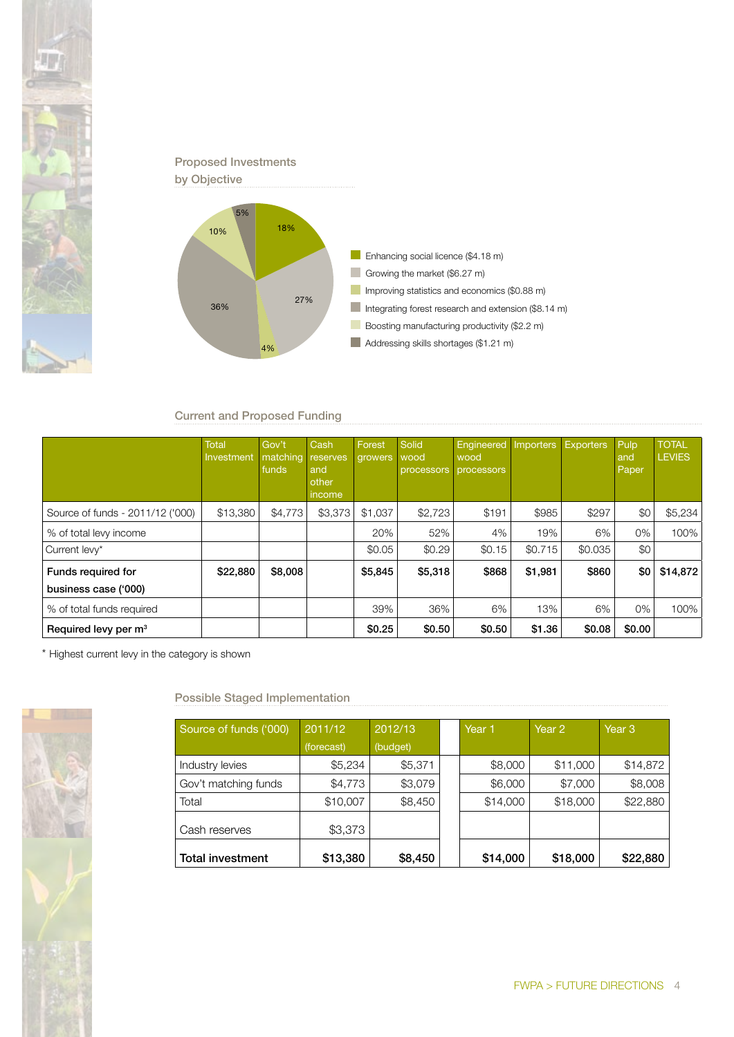## Proposed Investments by Objective

18%
27%
4%
36%
10%
5%

- Enhancing social licence ($4.18 m)
- Growing the market ($6.27 m)
- Improving statistics and economics ($0.88 m)
- Integrating forest research and extension ($8.14 m)
- Boosting manufacturing productivity ($2.2 m)
- Addressing skills shortages ($1.21 m)

## Current and Proposed Funding

| | Total Investment | Gov't matching funds | Cash reserves and other income | Forest growers | Solid wood processors | Engineered wood processors | Importers | Exporters | Pulp and Paper | TOTAL LEVIES |
|---|---|---|---|---|---|---|---|---|---|---|
| Source of funds - 2011/12 ('000) | $13,380 | $4,773 | $3,373 | $1,037 | $2,723 | $191 | $985 | $297 | $0 | $5,234 |
| % of total levy income | | | | 20% | 52% | 4% | 19% | 6% | 0% | 100% |
| Current levy* | | | | $0.05 | $0.29 | $0.15 | $0.715 | $0.035 | $0 | |
| **Funds required for business case ('000)** | **$22,880** | **$8,008** | | **$5,845** | **$5,318** | **$868** | **$1,981** | **$860** | **$0** | **$14,872** |
| % of total funds required | | | | 39% | 36% | 6% | 13% | 6% | 0% | 100% |
| **Required levy per m³** | | | | **$0.25** | **$0.50** | **$0.50** | **$1.36** | **$0.08** | **$0.00** | |

* Highest current levy in the category is shown

## Possible Staged Implementation

| Source of funds ('000) | 2011/12 (forecast) | 2012/13 (budget) | Year 1 | Year 2 | Year 3 |
|---|---|---|---|---|---|
| Industry levies | $5,234 | $5,371 | $8,000 | $11,000 | $14,872 |
| Gov't matching funds | $4,773 | $3,079 | $6,000 | $7,000 | $8,008 |
| Total | $10,007 | $8,450 | $14,000 | $18,000 | $22,880 |
| Cash reserves | $3,373 | | | | |
| **Total investment** | **$13,380** | **$8,450** | **$14,000** | **$18,000** | **$22,880** |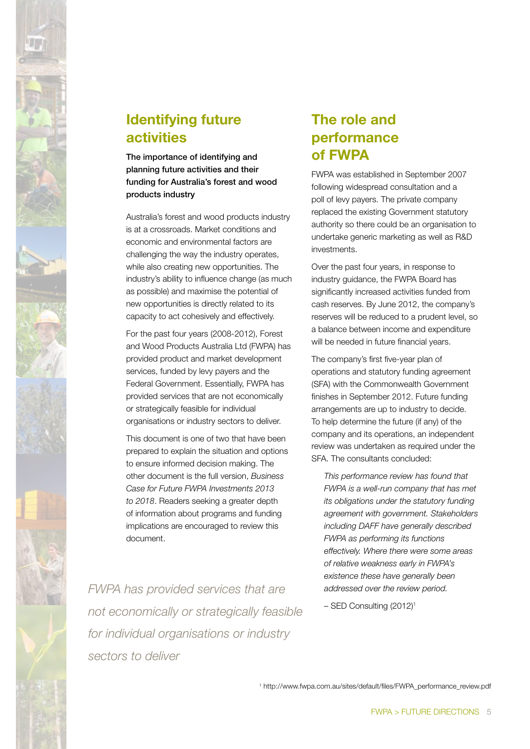## Identifying future activities

**The importance of identifying and planning future activities and their funding for Australia's forest and wood products industry**

Australia's forest and wood products industry is at a crossroads. Market conditions and economic and environmental factors are challenging the way the industry operates, while also creating new opportunities. The industry's ability to influence change (as much as possible) and maximise the potential of new opportunities is directly related to its capacity to act cohesively and effectively.

For the past four years (2008-2012), Forest and Wood Products Australia Ltd (FWPA) has provided product and market development services, funded by levy payers and the Federal Government. Essentially, FWPA has provided services that are not economically or strategically feasible for individual organisations or industry sectors to deliver.

This document is one of two that have been prepared to explain the situation and options to ensure informed decision making. The other document is the full version, *Business Case for Future FWPA Investments 2013 to 2018*. Readers seeking a greater depth of information about programs and funding implications are encouraged to review this document.

*FWPA has provided services that are not economically or strategically feasible for individual organisations or industry sectors to deliver*

## The role and performance of FWPA

FWPA was established in September 2007 following widespread consultation and a poll of levy payers. The private company replaced the existing Government statutory authority so there could be an organisation to undertake generic marketing as well as R&D investments.

Over the past four years, in response to industry guidance, the FWPA Board has significantly increased activities funded from cash reserves. By June 2012, the company's reserves will be reduced to a prudent level, so a balance between income and expenditure will be needed in future financial years.

The company's first five-year plan of operations and statutory funding agreement (SFA) with the Commonwealth Government finishes in September 2012. Future funding arrangements are up to industry to decide. To help determine the future (if any) of the company and its operations, an independent review was undertaken as required under the SFA. The consultants concluded:

> *This performance review has found that FWPA is a well-run company that has met its obligations under the statutory funding agreement with government. Stakeholders including DAFF have generally described FWPA as performing its functions effectively. Where there were some areas of relative weakness early in FWPA's existence these have generally been addressed over the review period.*
>
> – SED Consulting (2012)[1]

[1] http://www.fwpa.com.au/sites/default/files/FWPA_performance_review.pdf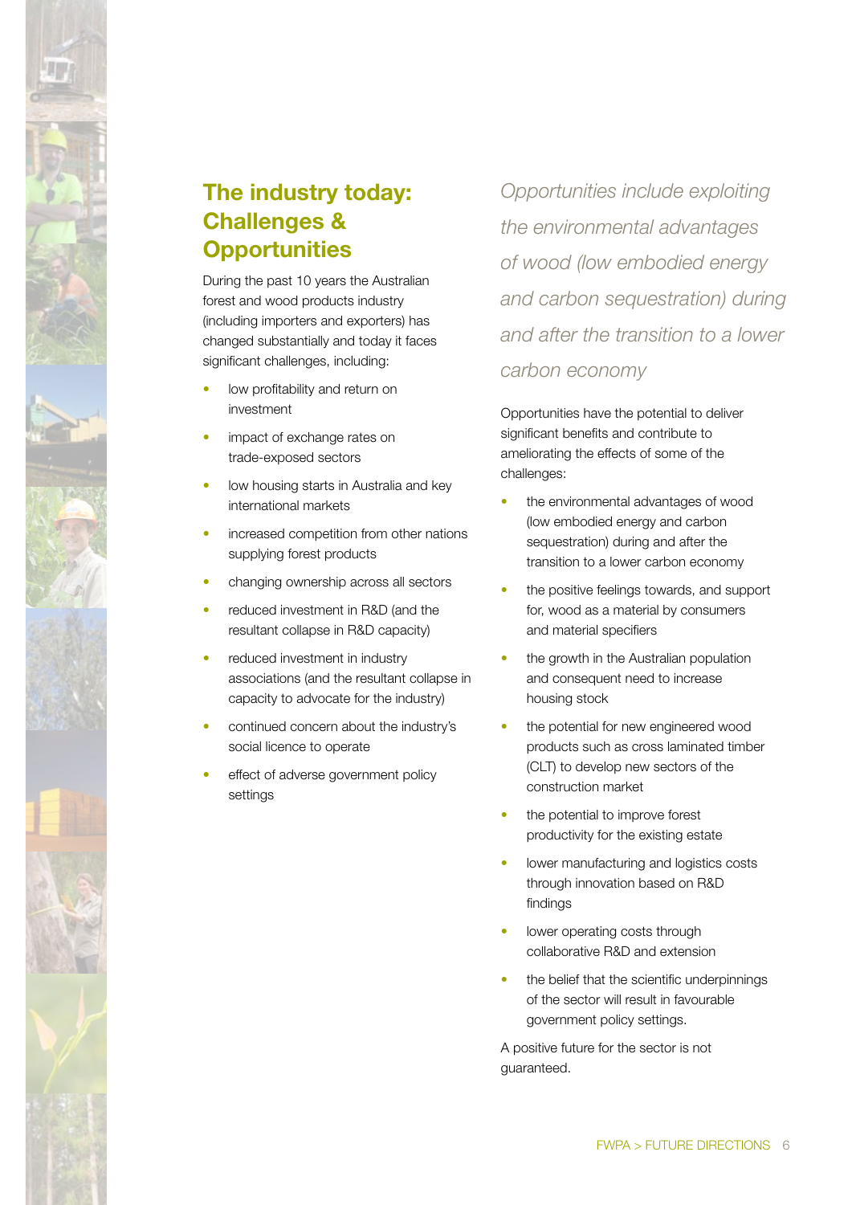## The industry today: Challenges & Opportunities

During the past 10 years the Australian forest and wood products industry (including importers and exporters) has changed substantially and today it faces significant challenges, including:

- low profitability and return on investment
- impact of exchange rates on trade-exposed sectors
- low housing starts in Australia and key international markets
- increased competition from other nations supplying forest products
- changing ownership across all sectors
- reduced investment in R&D (and the resultant collapse in R&D capacity)
- reduced investment in industry associations (and the resultant collapse in capacity to advocate for the industry)
- continued concern about the industry's social licence to operate
- effect of adverse government policy settings

*Opportunities include exploiting the environmental advantages of wood (low embodied energy and carbon sequestration) during and after the transition to a lower carbon economy*

Opportunities have the potential to deliver significant benefits and contribute to ameliorating the effects of some of the challenges:

- the environmental advantages of wood (low embodied energy and carbon sequestration) during and after the transition to a lower carbon economy
- the positive feelings towards, and support for, wood as a material by consumers and material specifiers
- the growth in the Australian population and consequent need to increase housing stock
- the potential for new engineered wood products such as cross laminated timber (CLT) to develop new sectors of the construction market
- the potential to improve forest productivity for the existing estate
- lower manufacturing and logistics costs through innovation based on R&D findings
- lower operating costs through collaborative R&D and extension
- the belief that the scientific underpinnings of the sector will result in favourable government policy settings.

A positive future for the sector is not guaranteed.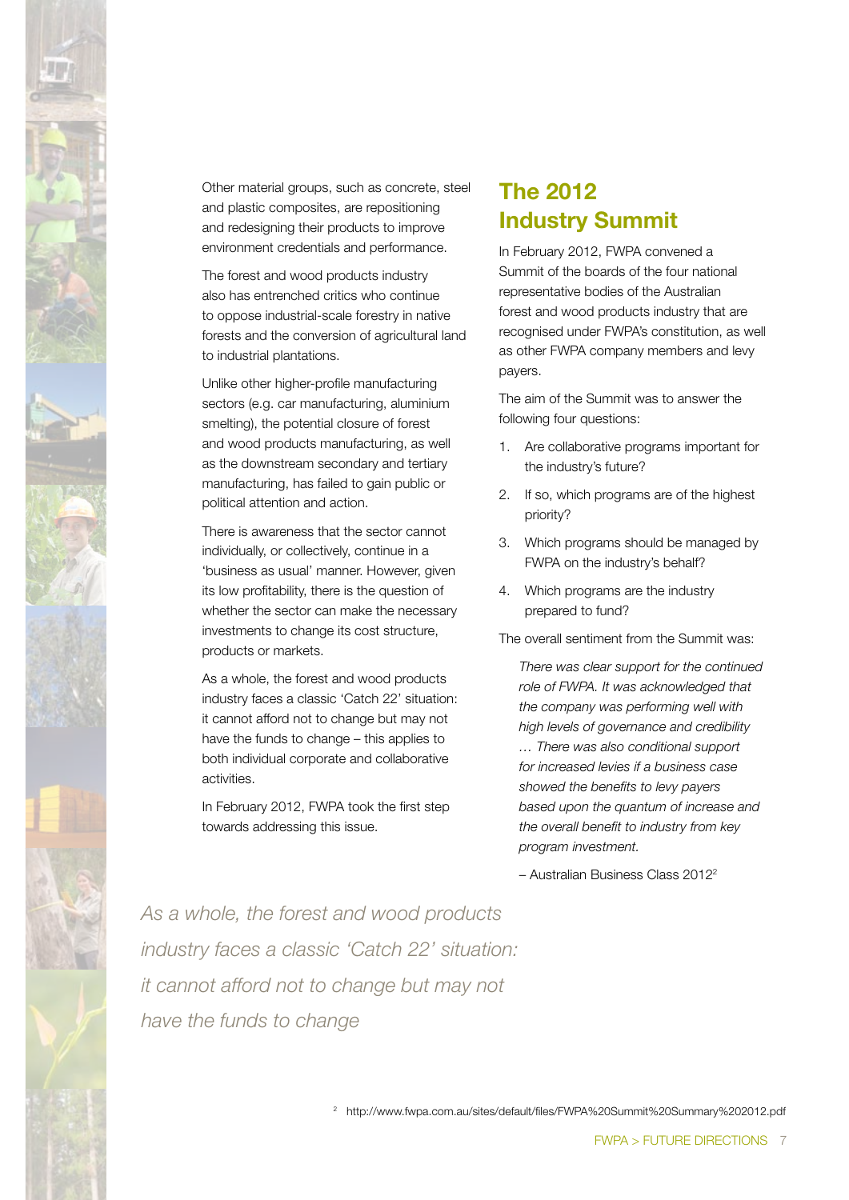Other material groups, such as concrete, steel and plastic composites, are repositioning and redesigning their products to improve environment credentials and performance.

The forest and wood products industry also has entrenched critics who continue to oppose industrial-scale forestry in native forests and the conversion of agricultural land to industrial plantations.

Unlike other higher-profile manufacturing sectors (e.g. car manufacturing, aluminium smelting), the potential closure of forest and wood products manufacturing, as well as the downstream secondary and tertiary manufacturing, has failed to gain public or political attention and action.

There is awareness that the sector cannot individually, or collectively, continue in a 'business as usual' manner. However, given its low profitability, there is the question of whether the sector can make the necessary investments to change its cost structure, products or markets.

As a whole, the forest and wood products industry faces a classic 'Catch 22' situation: it cannot afford not to change but may not have the funds to change – this applies to both individual corporate and collaborative activities.

In February 2012, FWPA took the first step towards addressing this issue.

*As a whole, the forest and wood products industry faces a classic 'Catch 22' situation: it cannot afford not to change but may not have the funds to change*

## The 2012 Industry Summit

In February 2012, FWPA convened a Summit of the boards of the four national representative bodies of the Australian forest and wood products industry that are recognised under FWPA's constitution, as well as other FWPA company members and levy payers.

The aim of the Summit was to answer the following four questions:

1. Are collaborative programs important for the industry's future?
2. If so, which programs are of the highest priority?
3. Which programs should be managed by FWPA on the industry's behalf?
4. Which programs are the industry prepared to fund?

The overall sentiment from the Summit was:

> *There was clear support for the continued role of FWPA. It was acknowledged that the company was performing well with high levels of governance and credibility … There was also conditional support for increased levies if a business case showed the benefits to levy payers based upon the quantum of increase and the overall benefit to industry from key program investment.*

– Australian Business Class 2012[2]

[2] http://www.fwpa.com.au/sites/default/files/FWPA%20Summit%20Summary%202012.pdf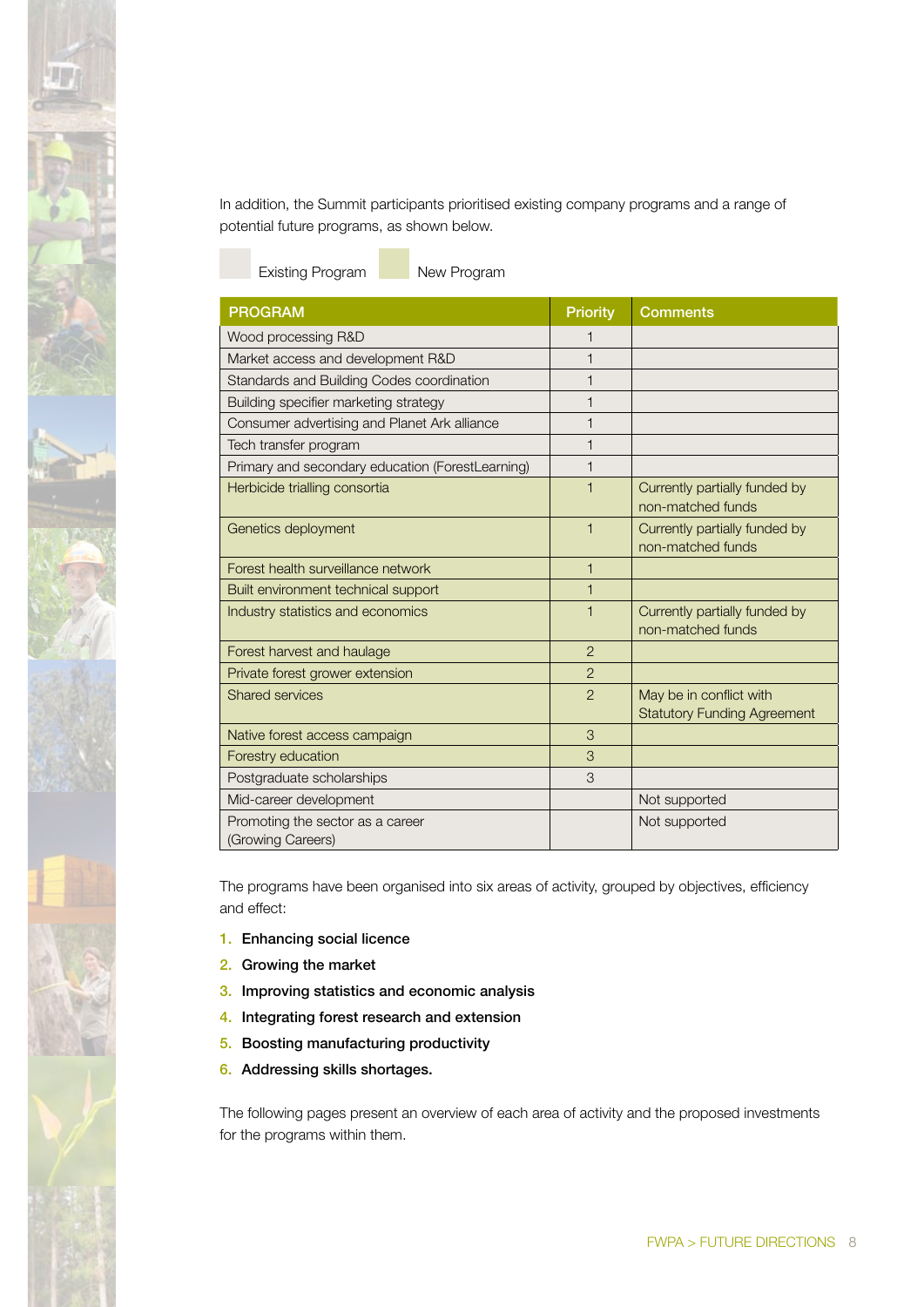In addition, the Summit participants prioritised existing company programs and a range of potential future programs, as shown below.

Existing Program    New Program

| PROGRAM | Priority | Comments |
|---|---|---|
| Wood processing R&D | 1 | |
| Market access and development R&D | 1 | |
| Standards and Building Codes coordination | 1 | |
| Building specifier marketing strategy | 1 | |
| Consumer advertising and Planet Ark alliance | 1 | |
| Tech transfer program | 1 | |
| Primary and secondary education (ForestLearning) | 1 | |
| Herbicide trialling consortia | 1 | Currently partially funded by non-matched funds |
| Genetics deployment | 1 | Currently partially funded by non-matched funds |
| Forest health surveillance network | 1 | |
| Built environment technical support | 1 | |
| Industry statistics and economics | 1 | Currently partially funded by non-matched funds |
| Forest harvest and haulage | 2 | |
| Private forest grower extension | 2 | |
| Shared services | 2 | May be in conflict with Statutory Funding Agreement |
| Native forest access campaign | 3 | |
| Forestry education | 3 | |
| Postgraduate scholarships | 3 | |
| Mid-career development | | Not supported |
| Promoting the sector as a career (Growing Careers) | | Not supported |

The programs have been organised into six areas of activity, grouped by objectives, efficiency and effect:

1. **Enhancing social licence**
2. **Growing the market**
3. **Improving statistics and economic analysis**
4. **Integrating forest research and extension**
5. **Boosting manufacturing productivity**
6. **Addressing skills shortages.**

The following pages present an overview of each area of activity and the proposed investments for the programs within them.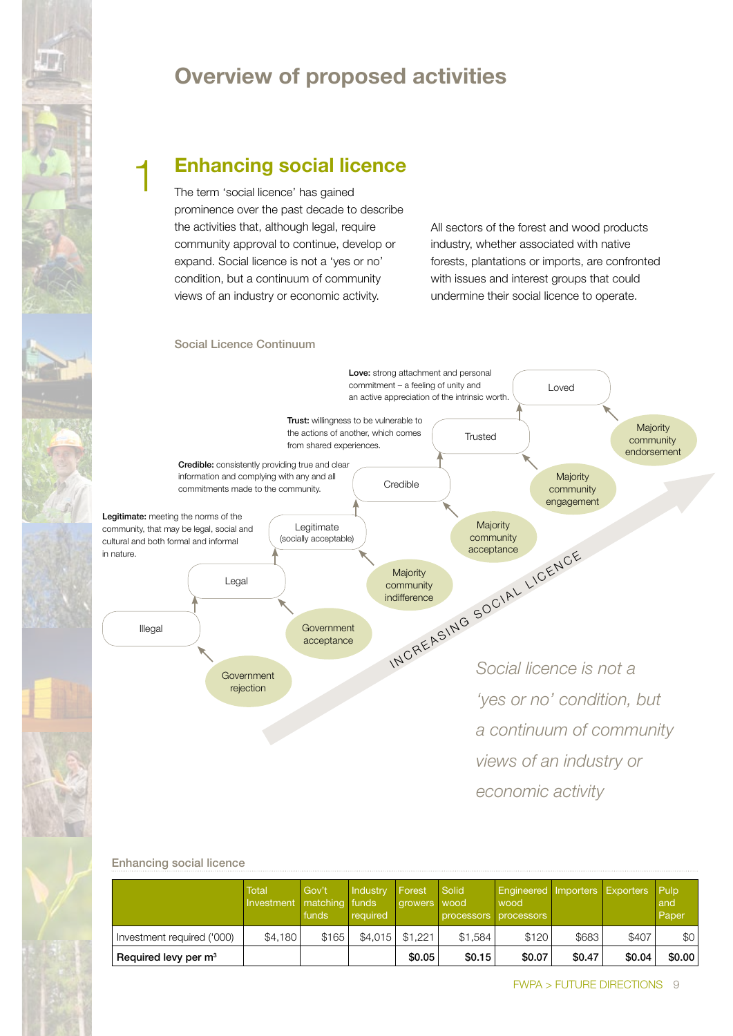# Overview of proposed activities

## 1 Enhancing social licence

The term 'social licence' has gained prominence over the past decade to describe the activities that, although legal, require community approval to continue, develop or expand. Social licence is not a 'yes or no' condition, but a continuum of community views of an industry or economic activity.

All sectors of the forest and wood products industry, whether associated with native forests, plantations or imports, are confronted with issues and interest groups that could undermine their social licence to operate.

### Social Licence Continuum

Illegal → Legal → Legitimate (socially acceptable) → Credible → Trusted → Loved

- Government rejection
- Government acceptance
- Majority community indifference
- Majority community acceptance
- Majority community engagement
- Majority community endorsement

INCREASING SOCIAL LICENCE

**Legitimate:** meeting the norms of the community, that may be legal, social and cultural and both formal and informal in nature.

**Credible:** consistently providing true and clear information and complying with any and all commitments made to the community.

**Trust:** willingness to be vulnerable to the actions of another, which comes from shared experiences.

**Love:** strong attachment and personal commitment – a feeling of unity and an active appreciation of the intrinsic worth.

*Social licence is not a 'yes or no' condition, but a continuum of community views of an industry or economic activity*

### Enhancing social licence

| | Total Investment | Gov't matching funds | Industry funds required | Forest growers | Solid wood processors | Engineered wood processors | Importers | Exporters | Pulp and Paper |
|---|---|---|---|---|---|---|---|---|---|
| Investment required ('000) | $4,180 | $165 | $4,015 | $1,221 | $1,584 | $120 | $683 | $407 | $0 |
| **Required levy per m³** | | | | **$0.05** | **$0.15** | **$0.07** | **$0.47** | **$0.04** | **$0.00** |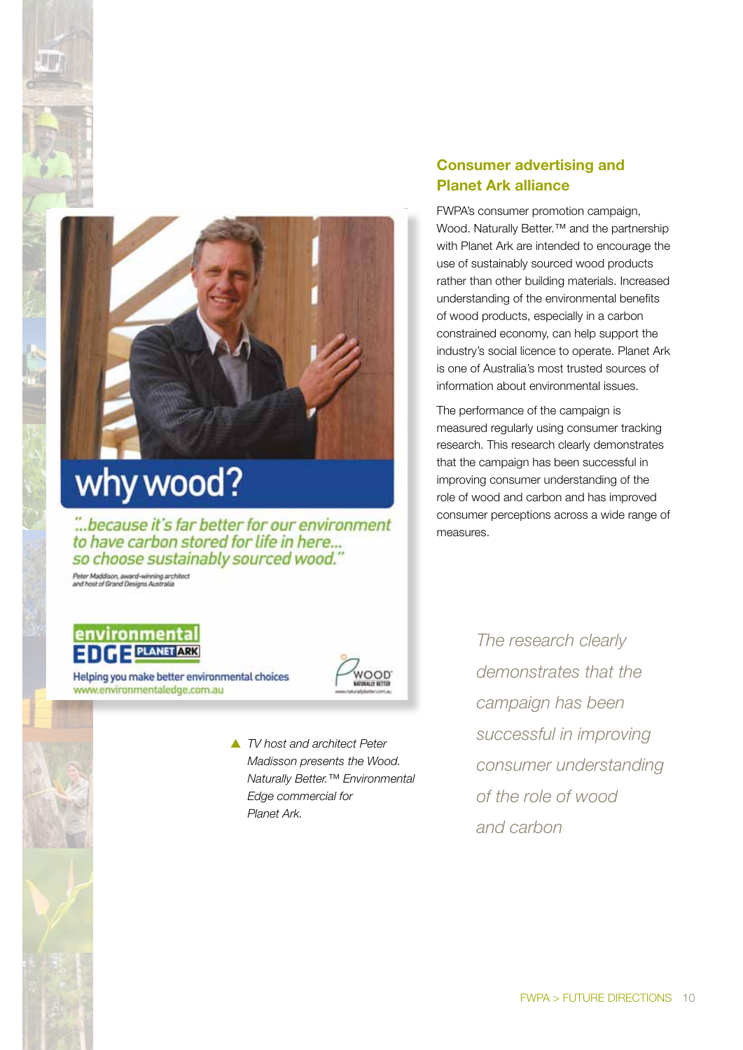## Consumer advertising and Planet Ark alliance

FWPA's consumer promotion campaign, Wood. Naturally Better.™ and the partnership with Planet Ark are intended to encourage the use of sustainably sourced wood products rather than other building materials. Increased understanding of the environmental benefits of wood products, especially in a carbon constrained economy, can help support the industry's social licence to operate. Planet Ark is one of Australia's most trusted sources of information about environmental issues.

The performance of the campaign is measured regularly using consumer tracking research. This research clearly demonstrates that the campaign has been successful in improving consumer understanding of the role of wood and carbon and has improved consumer perceptions across a wide range of measures.

*The research clearly demonstrates that the campaign has been successful in improving consumer understanding of the role of wood and carbon*

why wood?

"...because it's far better for our environment to have carbon stored for life in here... so choose sustainably sourced wood."

Peter Maddison, award-winning architect and host of Grand Designs Australia

environmental EDGE PLANET ARK

Helping you make better environmental choices www.environmentaledge.com.au

WOOD NATURALLY BETTER www.naturallybetter.com.au

▲ *TV host and architect Peter Madisson presents the Wood. Naturally Better.™ Environmental Edge commercial for Planet Ark.*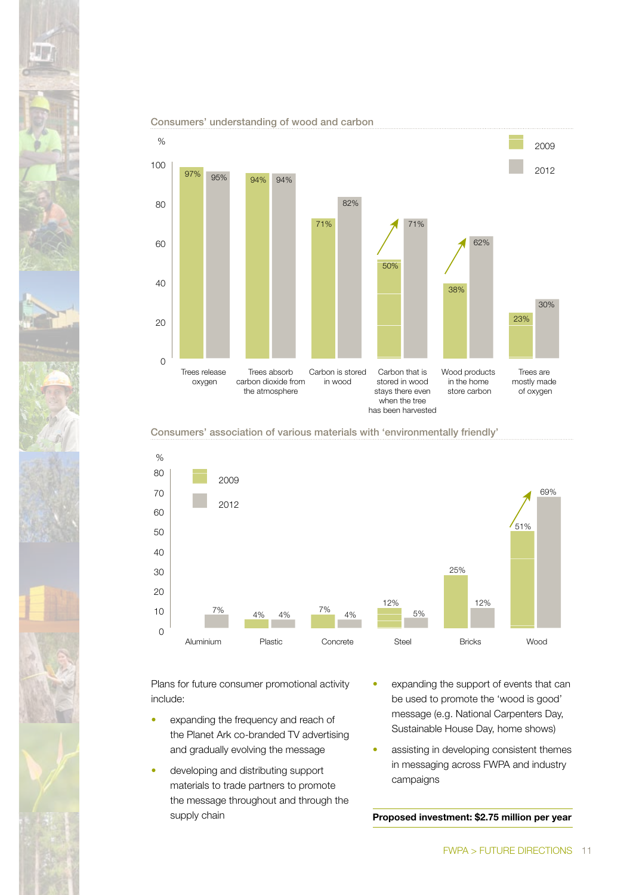### Consumers' understanding of wood and carbon

| Statement | 2009 | 2012 |
|---|---|---|
| Trees release oxygen | 97% | 95% |
| Trees absorb carbon dioxide from the atmosphere | 94% | 94% |
| Carbon is stored in wood | 71% | 82% |
| Carbon that is stored in wood stays there even when the tree has been harvested | 50% | 71% |
| Wood products in the home store carbon | 38% | 62% |
| Trees are mostly made of oxygen | 23% | 30% |

### Consumers' association of various materials with 'environmentally friendly'

| Material | 2009 | 2012 |
|---|---|---|
| Aluminium | | 7% |
| Plastic | 4% | 4% |
| Concrete | 7% | 4% |
| Steel | 12% | 5% |
| Bricks | 25% | 12% |
| Wood | 51% | 69% |

Plans for future consumer promotional activity include:

- expanding the frequency and reach of the Planet Ark co-branded TV advertising and gradually evolving the message
- developing and distributing support materials to trade partners to promote the message throughout and through the supply chain
- expanding the support of events that can be used to promote the 'wood is good' message (e.g. National Carpenters Day, Sustainable House Day, home shows)
- assisting in developing consistent themes in messaging across FWPA and industry campaigns

**Proposed investment: $2.75 million per year**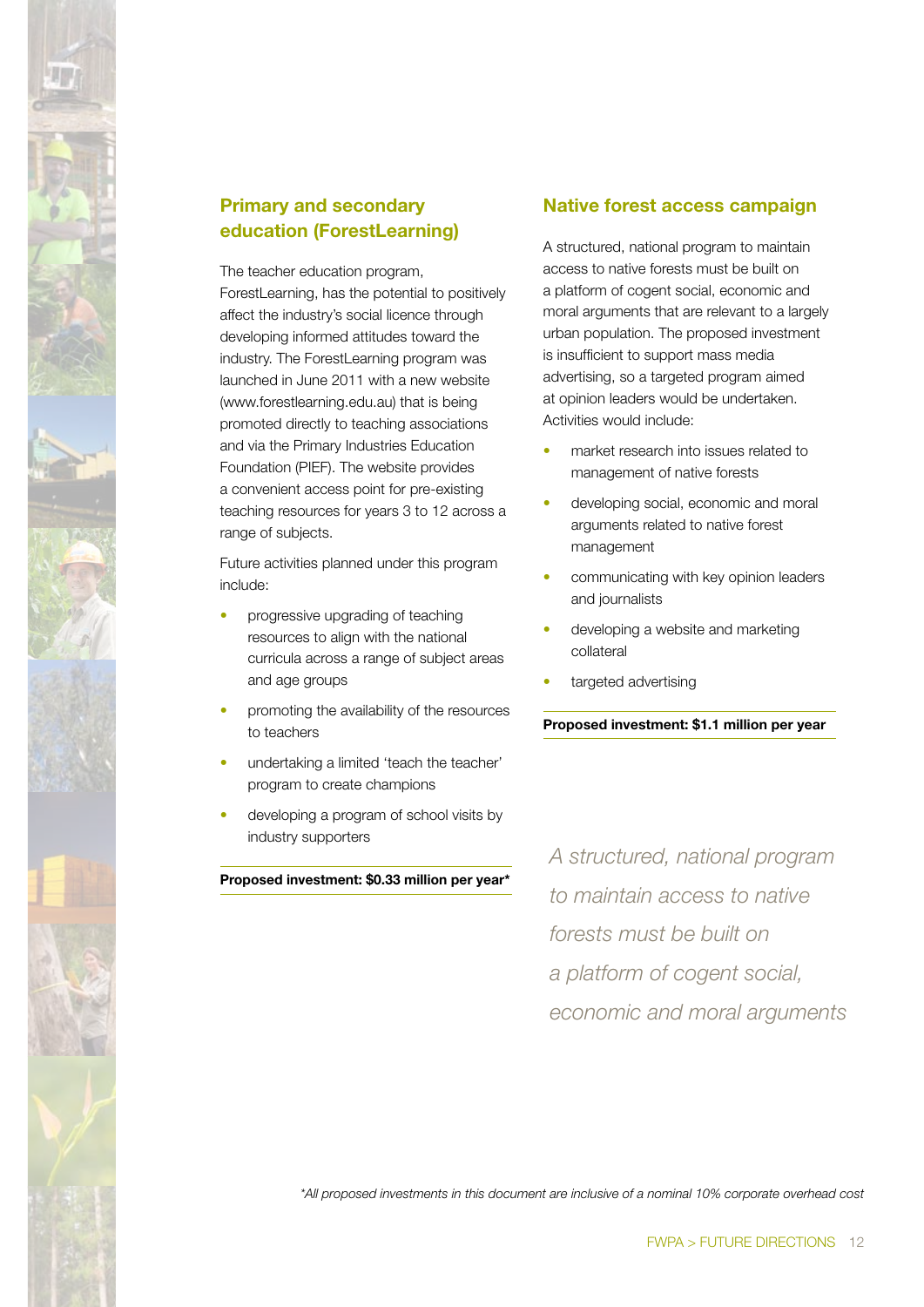## Primary and secondary education (ForestLearning)

The teacher education program, ForestLearning, has the potential to positively affect the industry's social licence through developing informed attitudes toward the industry. The ForestLearning program was launched in June 2011 with a new website (www.forestlearning.edu.au) that is being promoted directly to teaching associations and via the Primary Industries Education Foundation (PIEF). The website provides a convenient access point for pre-existing teaching resources for years 3 to 12 across a range of subjects.

Future activities planned under this program include:

- progressive upgrading of teaching resources to align with the national curricula across a range of subject areas and age groups
- promoting the availability of the resources to teachers
- undertaking a limited 'teach the teacher' program to create champions
- developing a program of school visits by industry supporters

**Proposed investment: $0.33 million per year***

## Native forest access campaign

A structured, national program to maintain access to native forests must be built on a platform of cogent social, economic and moral arguments that are relevant to a largely urban population. The proposed investment is insufficient to support mass media advertising, so a targeted program aimed at opinion leaders would be undertaken. Activities would include:

- market research into issues related to management of native forests
- developing social, economic and moral arguments related to native forest management
- communicating with key opinion leaders and journalists
- developing a website and marketing collateral
- targeted advertising

**Proposed investment: $1.1 million per year**

*A structured, national program to maintain access to native forests must be built on a platform of cogent social, economic and moral arguments*

*\*All proposed investments in this document are inclusive of a nominal 10% corporate overhead cost*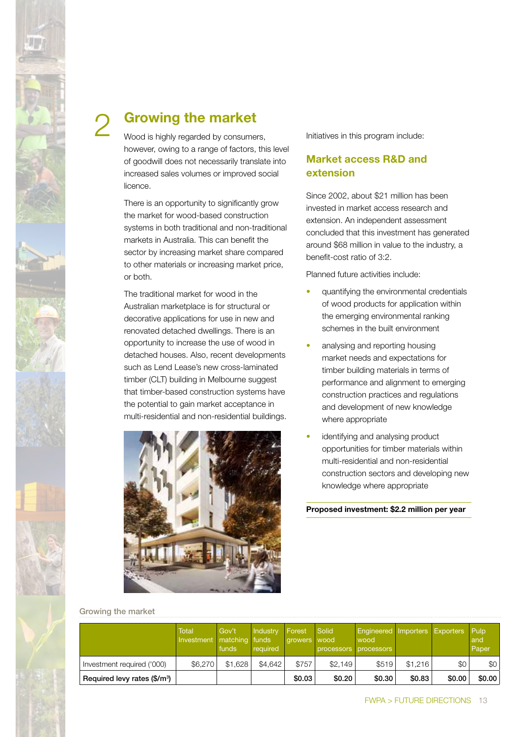## 2 Growing the market

Wood is highly regarded by consumers, however, owing to a range of factors, this level of goodwill does not necessarily translate into increased sales volumes or improved social licence.

There is an opportunity to significantly grow the market for wood-based construction systems in both traditional and non-traditional markets in Australia. This can benefit the sector by increasing market share compared to other materials or increasing market price, or both.

The traditional market for wood in the Australian marketplace is for structural or decorative applications for use in new and renovated detached dwellings. There is an opportunity to increase the use of wood in detached houses. Also, recent developments such as Lend Lease's new cross-laminated timber (CLT) building in Melbourne suggest that timber-based construction systems have the potential to gain market acceptance in multi-residential and non-residential buildings.

Initiatives in this program include:

### Market access R&D and extension

Since 2002, about $21 million has been invested in market access research and extension. An independent assessment concluded that this investment has generated around $68 million in value to the industry, a benefit-cost ratio of 3:2.

Planned future activities include:

- quantifying the environmental credentials of wood products for application within the emerging environmental ranking schemes in the built environment
- analysing and reporting housing market needs and expectations for timber building materials in terms of performance and alignment to emerging construction practices and regulations and development of new knowledge where appropriate
- identifying and analysing product opportunities for timber materials within multi-residential and non-residential construction sectors and developing new knowledge where appropriate

**Proposed investment: $2.2 million per year**

Growing the market

| | Total Investment | Gov't matching funds | Industry funds required | Forest growers | Solid wood processors | Engineered wood processors | Importers | Exporters | Pulp and Paper |
|---|---|---|---|---|---|---|---|---|---|
| Investment required ('000) | $6,270 | $1,628 | $4,642 | $757 | $2,149 | $519 | $1,216 | $0 | $0 |
| **Required levy rates ($/m³)** | | | | **$0.03** | **$0.20** | **$0.30** | **$0.83** | **$0.00** | **$0.00** |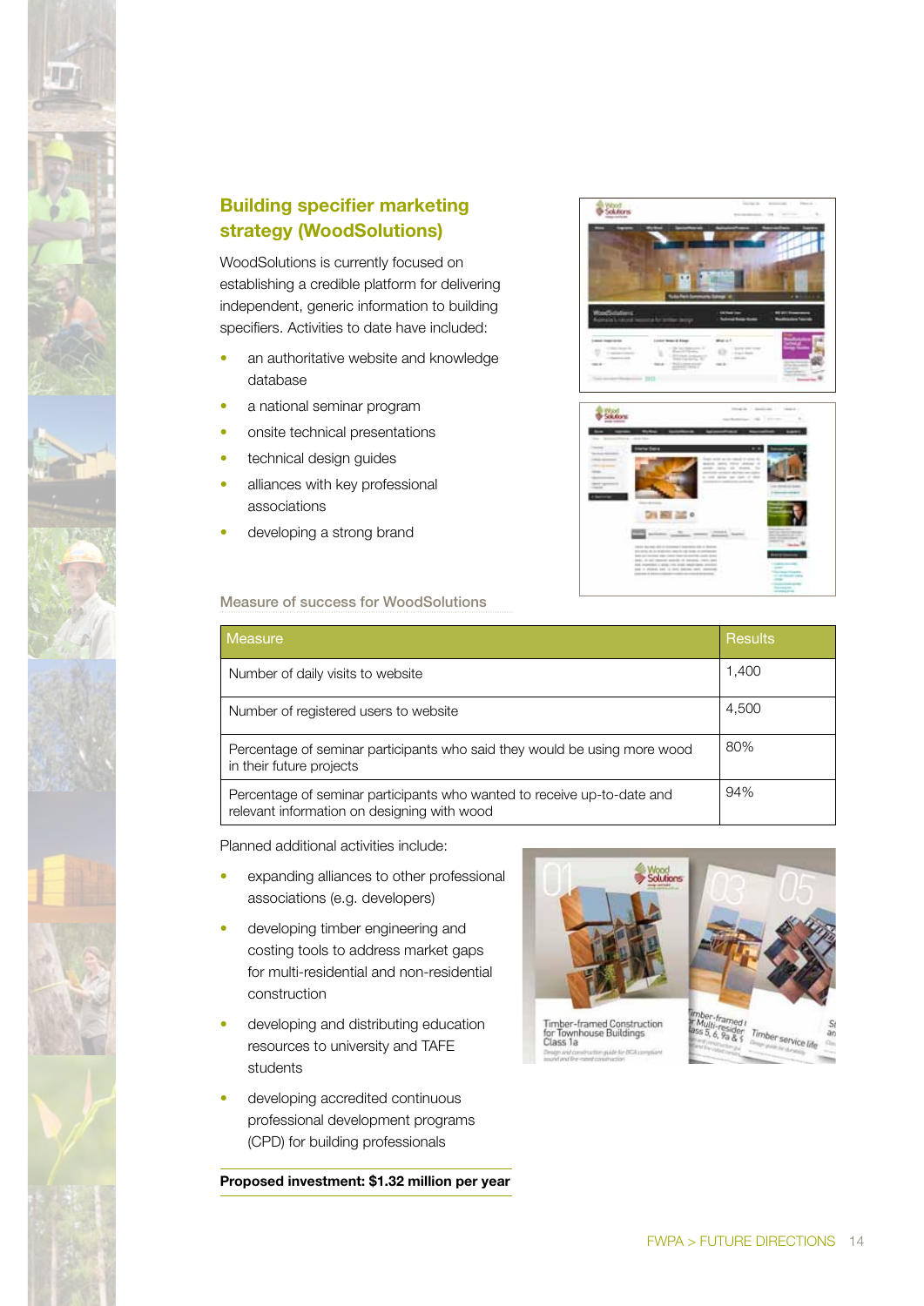## Building specifier marketing strategy (WoodSolutions)

WoodSolutions is currently focused on establishing a credible platform for delivering independent, generic information to building specifiers. Activities to date have included:

- an authoritative website and knowledge database
- a national seminar program
- onsite technical presentations
- technical design guides
- alliances with key professional associations
- developing a strong brand

Measure of success for WoodSolutions

| Measure | Results |
|---|---|
| Number of daily visits to website | 1,400 |
| Number of registered users to website | 4,500 |
| Percentage of seminar participants who said they would be using more wood in their future projects | 80% |
| Percentage of seminar participants who wanted to receive up-to-date and relevant information on designing with wood | 94% |

Planned additional activities include:

- expanding alliances to other professional associations (e.g. developers)
- developing timber engineering and costing tools to address market gaps for multi-residential and non-residential construction
- developing and distributing education resources to university and TAFE students
- developing accredited continuous professional development programs (CPD) for building professionals

**Proposed investment: $1.32 million per year**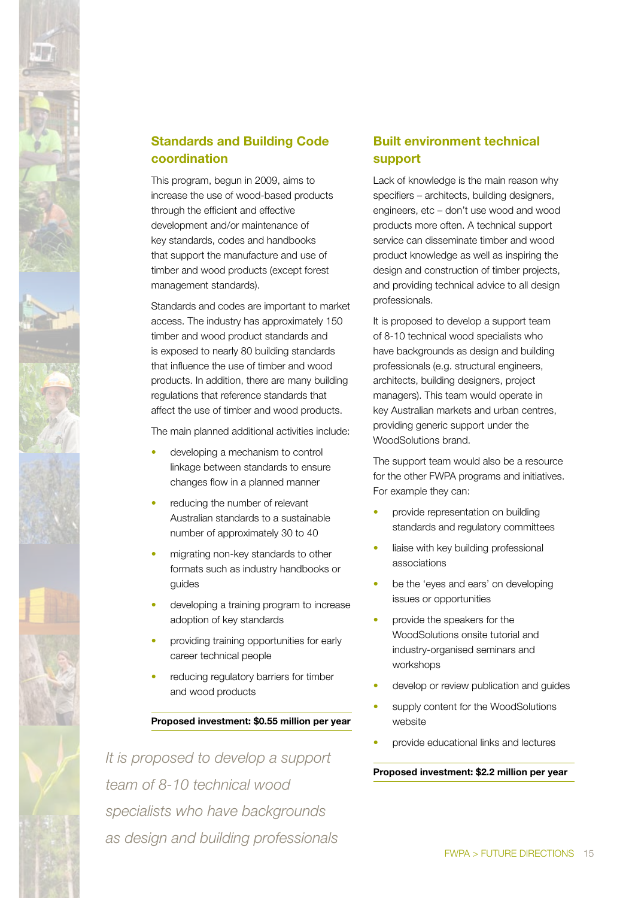## Standards and Building Code coordination

This program, begun in 2009, aims to increase the use of wood-based products through the efficient and effective development and/or maintenance of key standards, codes and handbooks that support the manufacture and use of timber and wood products (except forest management standards).

Standards and codes are important to market access. The industry has approximately 150 timber and wood product standards and is exposed to nearly 80 building standards that influence the use of timber and wood products. In addition, there are many building regulations that reference standards that affect the use of timber and wood products.

The main planned additional activities include:

- developing a mechanism to control linkage between standards to ensure changes flow in a planned manner
- reducing the number of relevant Australian standards to a sustainable number of approximately 30 to 40
- migrating non-key standards to other formats such as industry handbooks or guides
- developing a training program to increase adoption of key standards
- providing training opportunities for early career technical people
- reducing regulatory barriers for timber and wood products

**Proposed investment: $0.55 million per year**

*It is proposed to develop a support team of 8-10 technical wood specialists who have backgrounds as design and building professionals*

## Built environment technical support

Lack of knowledge is the main reason why specifiers – architects, building designers, engineers, etc – don't use wood and wood products more often. A technical support service can disseminate timber and wood product knowledge as well as inspiring the design and construction of timber projects, and providing technical advice to all design professionals.

It is proposed to develop a support team of 8-10 technical wood specialists who have backgrounds as design and building professionals (e.g. structural engineers, architects, building designers, project managers). This team would operate in key Australian markets and urban centres, providing generic support under the WoodSolutions brand.

The support team would also be a resource for the other FWPA programs and initiatives. For example they can:

- provide representation on building standards and regulatory committees
- liaise with key building professional associations
- be the 'eyes and ears' on developing issues or opportunities
- provide the speakers for the WoodSolutions onsite tutorial and industry-organised seminars and workshops
- develop or review publication and guides
- supply content for the WoodSolutions website
- provide educational links and lectures

**Proposed investment: $2.2 million per year**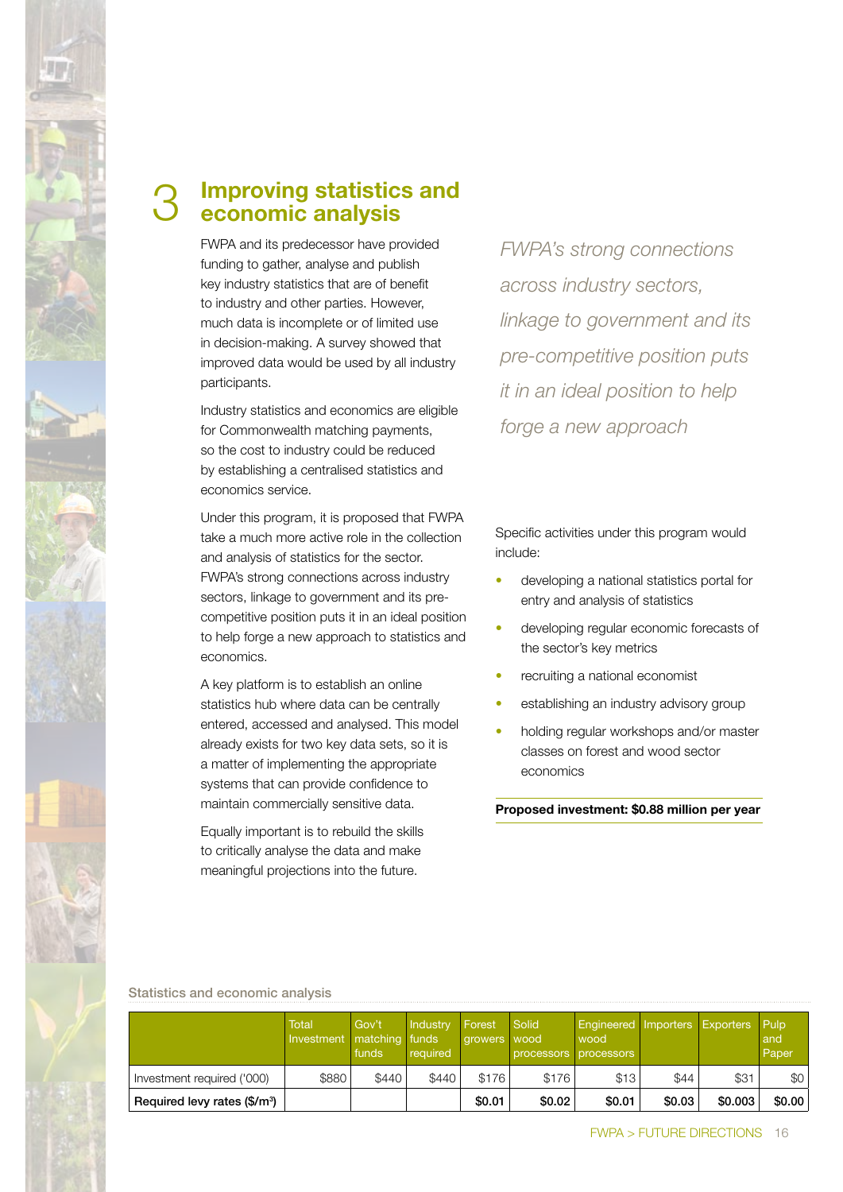## 3 Improving statistics and economic analysis

FWPA and its predecessor have provided funding to gather, analyse and publish key industry statistics that are of benefit to industry and other parties. However, much data is incomplete or of limited use in decision-making. A survey showed that improved data would be used by all industry participants.

Industry statistics and economics are eligible for Commonwealth matching payments, so the cost to industry could be reduced by establishing a centralised statistics and economics service.

Under this program, it is proposed that FWPA take a much more active role in the collection and analysis of statistics for the sector. FWPA's strong connections across industry sectors, linkage to government and its pre-competitive position puts it in an ideal position to help forge a new approach to statistics and economics.

A key platform is to establish an online statistics hub where data can be centrally entered, accessed and analysed. This model already exists for two key data sets, so it is a matter of implementing the appropriate systems that can provide confidence to maintain commercially sensitive data.

Equally important is to rebuild the skills to critically analyse the data and make meaningful projections into the future.

*FWPA's strong connections across industry sectors, linkage to government and its pre-competitive position puts it in an ideal position to help forge a new approach*

Specific activities under this program would include:

- developing a national statistics portal for entry and analysis of statistics
- developing regular economic forecasts of the sector's key metrics
- recruiting a national economist
- establishing an industry advisory group
- holding regular workshops and/or master classes on forest and wood sector economics

**Proposed investment: $0.88 million per year**

Statistics and economic analysis

| | Total Investment | Gov't matching funds | Industry funds required | Forest growers | Solid wood processors | Engineered wood processors | Importers | Exporters | Pulp and Paper |
|---|---|---|---|---|---|---|---|---|---|
| Investment required ('000) | $880 | $440 | $440 | $176 | $176 | $13 | $44 | $31 | $0 |
| **Required levy rates ($/m³)** | | | | **$0.01** | **$0.02** | **$0.01** | **$0.03** | **$0.003** | **$0.00** |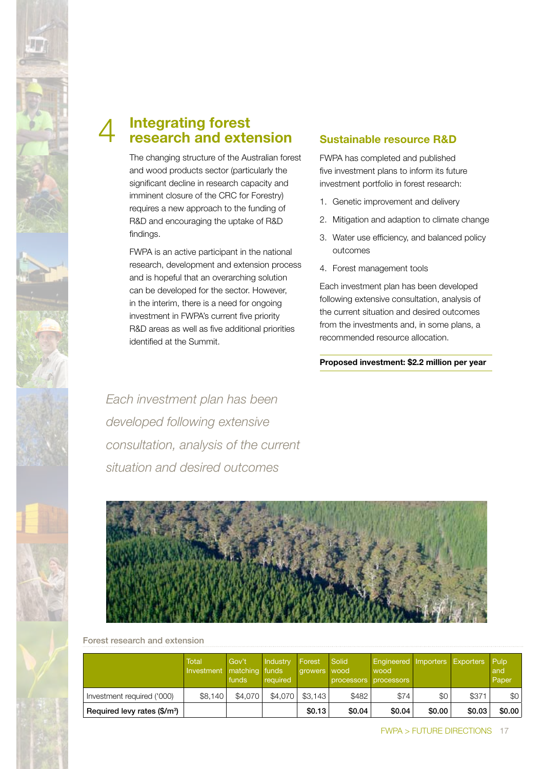## 4 Integrating forest research and extension

The changing structure of the Australian forest and wood products sector (particularly the significant decline in research capacity and imminent closure of the CRC for Forestry) requires a new approach to the funding of R&D and encouraging the uptake of R&D findings.

FWPA is an active participant in the national research, development and extension process and is hopeful that an overarching solution can be developed for the sector. However, in the interim, there is a need for ongoing investment in FWPA's current five priority R&D areas as well as five additional priorities identified at the Summit.

### Sustainable resource R&D

FWPA has completed and published five investment plans to inform its future investment portfolio in forest research:

1. Genetic improvement and delivery
2. Mitigation and adaption to climate change
3. Water use efficiency, and balanced policy outcomes
4. Forest management tools

Each investment plan has been developed following extensive consultation, analysis of the current situation and desired outcomes from the investments and, in some plans, a recommended resource allocation.

**Proposed investment: $2.2 million per year**

*Each investment plan has been developed following extensive consultation, analysis of the current situation and desired outcomes*

Forest research and extension

| | Total Investment | Gov't matching funds | Industry funds required | Forest growers | Solid wood processors | Engineered wood processors | Importers | Exporters | Pulp and Paper |
|---|---|---|---|---|---|---|---|---|---|
| Investment required ('000) | $8,140 | $4,070 | $4,070 | $3,143 | $482 | $74 | $0 | $371 | $0 |
| **Required levy rates ($/m³)** | | | | **$0.13** | **$0.04** | **$0.04** | **$0.00** | **$0.03** | **$0.00** |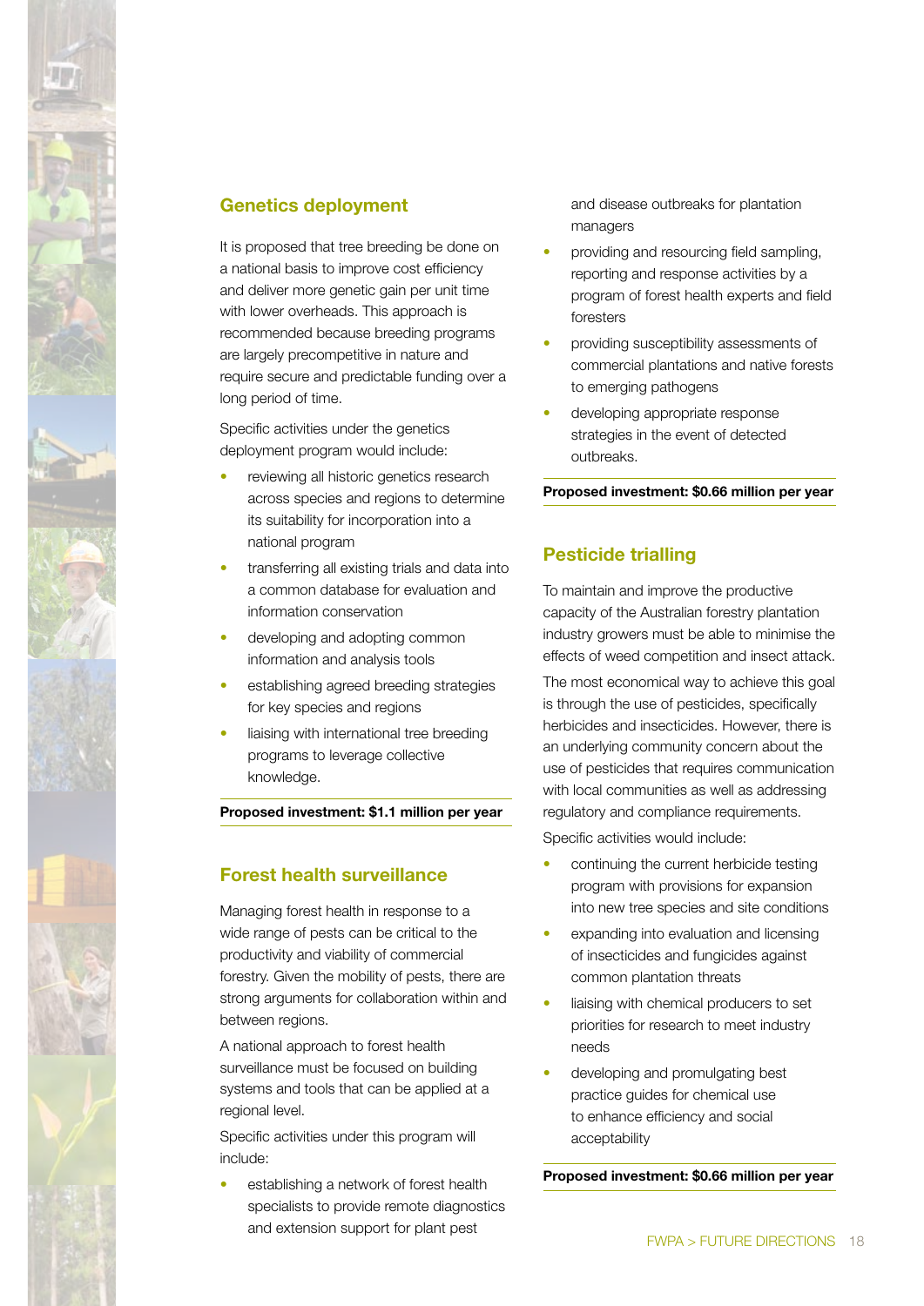## Genetics deployment

It is proposed that tree breeding be done on a national basis to improve cost efficiency and deliver more genetic gain per unit time with lower overheads. This approach is recommended because breeding programs are largely precompetitive in nature and require secure and predictable funding over a long period of time.

Specific activities under the genetics deployment program would include:

- reviewing all historic genetics research across species and regions to determine its suitability for incorporation into a national program
- transferring all existing trials and data into a common database for evaluation and information conservation
- developing and adopting common information and analysis tools
- establishing agreed breeding strategies for key species and regions
- liaising with international tree breeding programs to leverage collective knowledge.

**Proposed investment: $1.1 million per year**

## Forest health surveillance

Managing forest health in response to a wide range of pests can be critical to the productivity and viability of commercial forestry. Given the mobility of pests, there are strong arguments for collaboration within and between regions.

A national approach to forest health surveillance must be focused on building systems and tools that can be applied at a regional level.

Specific activities under this program will include:

- establishing a network of forest health specialists to provide remote diagnostics and extension support for plant pest and disease outbreaks for plantation managers
- providing and resourcing field sampling, reporting and response activities by a program of forest health experts and field foresters
- providing susceptibility assessments of commercial plantations and native forests to emerging pathogens
- developing appropriate response strategies in the event of detected outbreaks.

**Proposed investment: $0.66 million per year**

## Pesticide trialling

To maintain and improve the productive capacity of the Australian forestry plantation industry growers must be able to minimise the effects of weed competition and insect attack.

The most economical way to achieve this goal is through the use of pesticides, specifically herbicides and insecticides. However, there is an underlying community concern about the use of pesticides that requires communication with local communities as well as addressing regulatory and compliance requirements.

Specific activities would include:

- continuing the current herbicide testing program with provisions for expansion into new tree species and site conditions
- expanding into evaluation and licensing of insecticides and fungicides against common plantation threats
- liaising with chemical producers to set priorities for research to meet industry needs
- developing and promulgating best practice guides for chemical use to enhance efficiency and social acceptability

**Proposed investment: $0.66 million per year**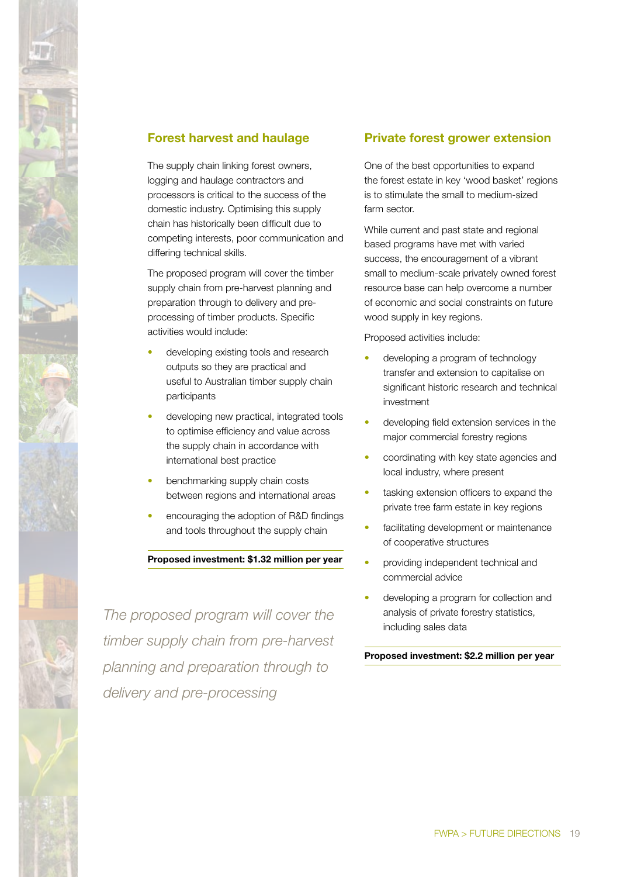## Forest harvest and haulage

The supply chain linking forest owners, logging and haulage contractors and processors is critical to the success of the domestic industry. Optimising this supply chain has historically been difficult due to competing interests, poor communication and differing technical skills.

The proposed program will cover the timber supply chain from pre-harvest planning and preparation through to delivery and pre-processing of timber products. Specific activities would include:

- developing existing tools and research outputs so they are practical and useful to Australian timber supply chain participants
- developing new practical, integrated tools to optimise efficiency and value across the supply chain in accordance with international best practice
- benchmarking supply chain costs between regions and international areas
- encouraging the adoption of R&D findings and tools throughout the supply chain

**Proposed investment: $1.32 million per year**

*The proposed program will cover the timber supply chain from pre-harvest planning and preparation through to delivery and pre-processing*

## Private forest grower extension

One of the best opportunities to expand the forest estate in key 'wood basket' regions is to stimulate the small to medium-sized farm sector.

While current and past state and regional based programs have met with varied success, the encouragement of a vibrant small to medium-scale privately owned forest resource base can help overcome a number of economic and social constraints on future wood supply in key regions.

Proposed activities include:

- developing a program of technology transfer and extension to capitalise on significant historic research and technical investment
- developing field extension services in the major commercial forestry regions
- coordinating with key state agencies and local industry, where present
- tasking extension officers to expand the private tree farm estate in key regions
- facilitating development or maintenance of cooperative structures
- providing independent technical and commercial advice
- developing a program for collection and analysis of private forestry statistics, including sales data

**Proposed investment: $2.2 million per year**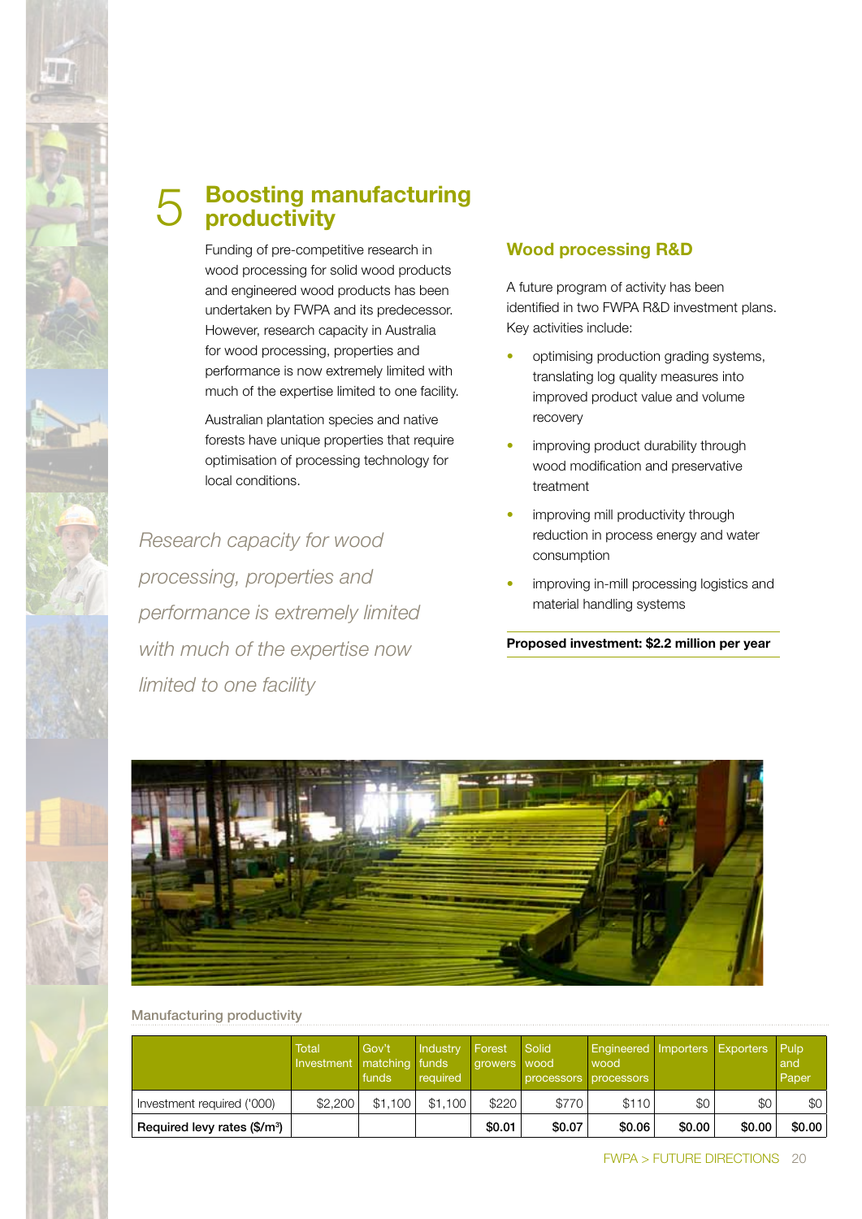# 5 Boosting manufacturing productivity

Funding of pre-competitive research in wood processing for solid wood products and engineered wood products has been undertaken by FWPA and its predecessor. However, research capacity in Australia for wood processing, properties and performance is now extremely limited with much of the expertise limited to one facility.

Australian plantation species and native forests have unique properties that require optimisation of processing technology for local conditions.

*Research capacity for wood processing, properties and performance is extremely limited with much of the expertise now limited to one facility*

## Wood processing R&D

A future program of activity has been identified in two FWPA R&D investment plans. Key activities include:

- optimising production grading systems, translating log quality measures into improved product value and volume recovery
- improving product durability through wood modification and preservative treatment
- improving mill productivity through reduction in process energy and water consumption
- improving in-mill processing logistics and material handling systems

**Proposed investment: $2.2 million per year**

Manufacturing productivity

| | Total Investment | Gov't matching funds | Industry funds required | Forest growers | Solid wood processors | Engineered wood processors | Importers | Exporters | Pulp and Paper |
|---|---|---|---|---|---|---|---|---|---|
| Investment required ('000) | $2,200 | $1,100 | $1,100 | $220 | $770 | $110 | $0 | $0 | $0 |
| **Required levy rates ($/m³)** | | | | **$0.01** | **$0.07** | **$0.06** | **$0.00** | **$0.00** | **$0.00** |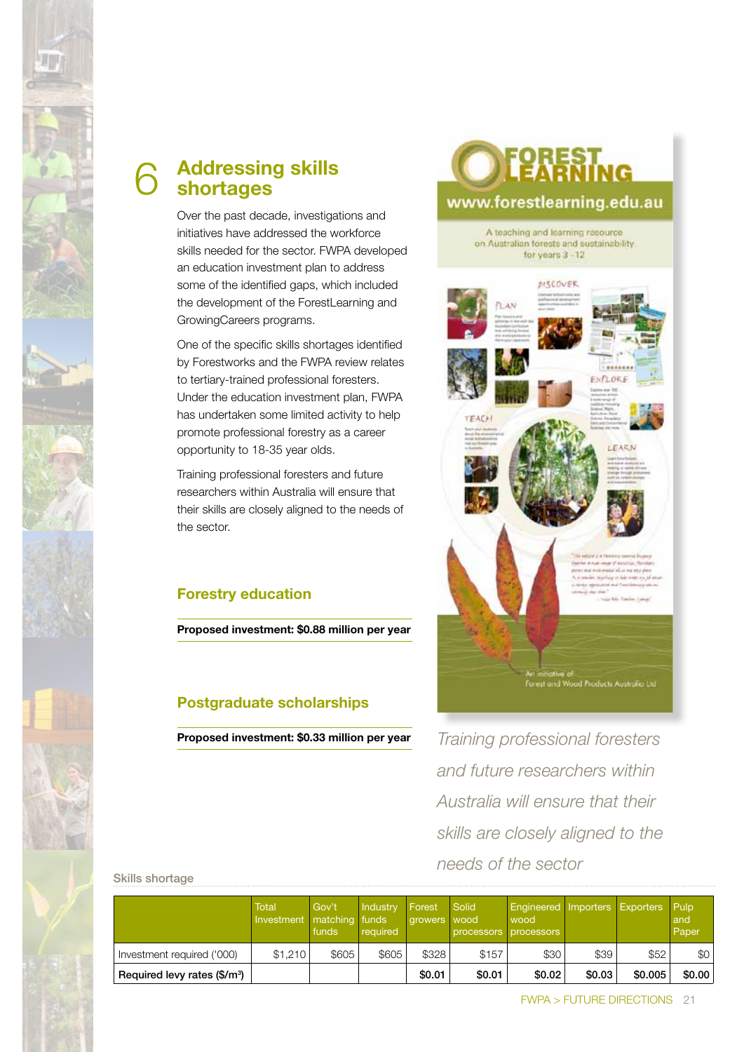# 6 Addressing skills shortages

Over the past decade, investigations and initiatives have addressed the workforce skills needed for the sector. FWPA developed an education investment plan to address some of the identified gaps, which included the development of the ForestLearning and GrowingCareers programs.

One of the specific skills shortages identified by Forestworks and the FWPA review relates to tertiary-trained professional foresters. Under the education investment plan, FWPA has undertaken some limited activity to help promote professional forestry as a career opportunity to 18-35 year olds.

Training professional foresters and future researchers within Australia will ensure that their skills are closely aligned to the needs of the sector.

## Forestry education

**Proposed investment: $0.88 million per year**

## Postgraduate scholarships

**Proposed investment: $0.33 million per year**

*Training professional foresters and future researchers within Australia will ensure that their skills are closely aligned to the needs of the sector*

Skills shortage

| | Total Investment | Gov't matching funds | Industry funds required | Forest growers | Solid wood processors | Engineered wood processors | Importers | Exporters | Pulp and Paper |
|---|---|---|---|---|---|---|---|---|---|
| Investment required ('000) | $1,210 | $605 | $605 | $328 | $157 | $30 | $39 | $52 | $0 |
| **Required levy rates ($/m³)** | | | | **$0.01** | **$0.01** | **$0.02** | **$0.03** | **$0.005** | **$0.00** |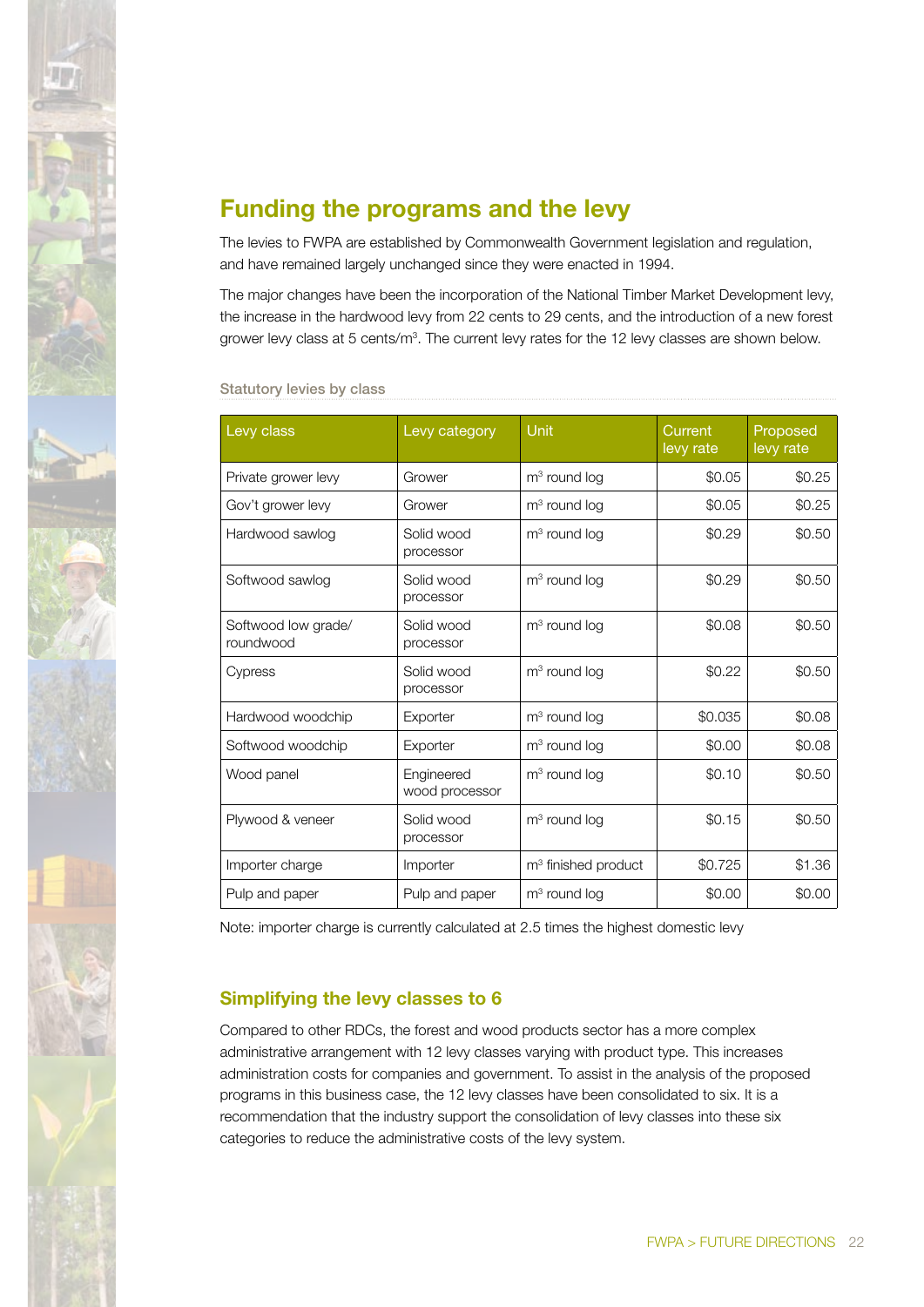# Funding the programs and the levy

The levies to FWPA are established by Commonwealth Government legislation and regulation, and have remained largely unchanged since they were enacted in 1994.

The major changes have been the incorporation of the National Timber Market Development levy, the increase in the hardwood levy from 22 cents to 29 cents, and the introduction of a new forest grower levy class at 5 cents/$m^3$. The current levy rates for the 12 levy classes are shown below.

**Statutory levies by class**

| Levy class | Levy category | Unit | Current levy rate | Proposed levy rate |
|---|---|---|---|---|
| Private grower levy | Grower | $m^3$ round log | $0.05 | $0.25 |
| Gov't grower levy | Grower | $m^3$ round log | $0.05 | $0.25 |
| Hardwood sawlog | Solid wood processor | $m^3$ round log | $0.29 | $0.50 |
| Softwood sawlog | Solid wood processor | $m^3$ round log | $0.29 | $0.50 |
| Softwood low grade/ roundwood | Solid wood processor | $m^3$ round log | $0.08 | $0.50 |
| Cypress | Solid wood processor | $m^3$ round log | $0.22 | $0.50 |
| Hardwood woodchip | Exporter | $m^3$ round log | $0.035 | $0.08 |
| Softwood woodchip | Exporter | $m^3$ round log | $0.00 | $0.08 |
| Wood panel | Engineered wood processor | $m^3$ round log | $0.10 | $0.50 |
| Plywood & veneer | Solid wood processor | $m^3$ round log | $0.15 | $0.50 |
| Importer charge | Importer | $m^3$ finished product | $0.725 | $1.36 |
| Pulp and paper | Pulp and paper | $m^3$ round log | $0.00 | $0.00 |

Note: importer charge is currently calculated at 2.5 times the highest domestic levy

## Simplifying the levy classes to 6

Compared to other RDCs, the forest and wood products sector has a more complex administrative arrangement with 12 levy classes varying with product type. This increases administration costs for companies and government. To assist in the analysis of the proposed programs in this business case, the 12 levy classes have been consolidated to six. It is a recommendation that the industry support the consolidation of levy classes into these six categories to reduce the administrative costs of the levy system.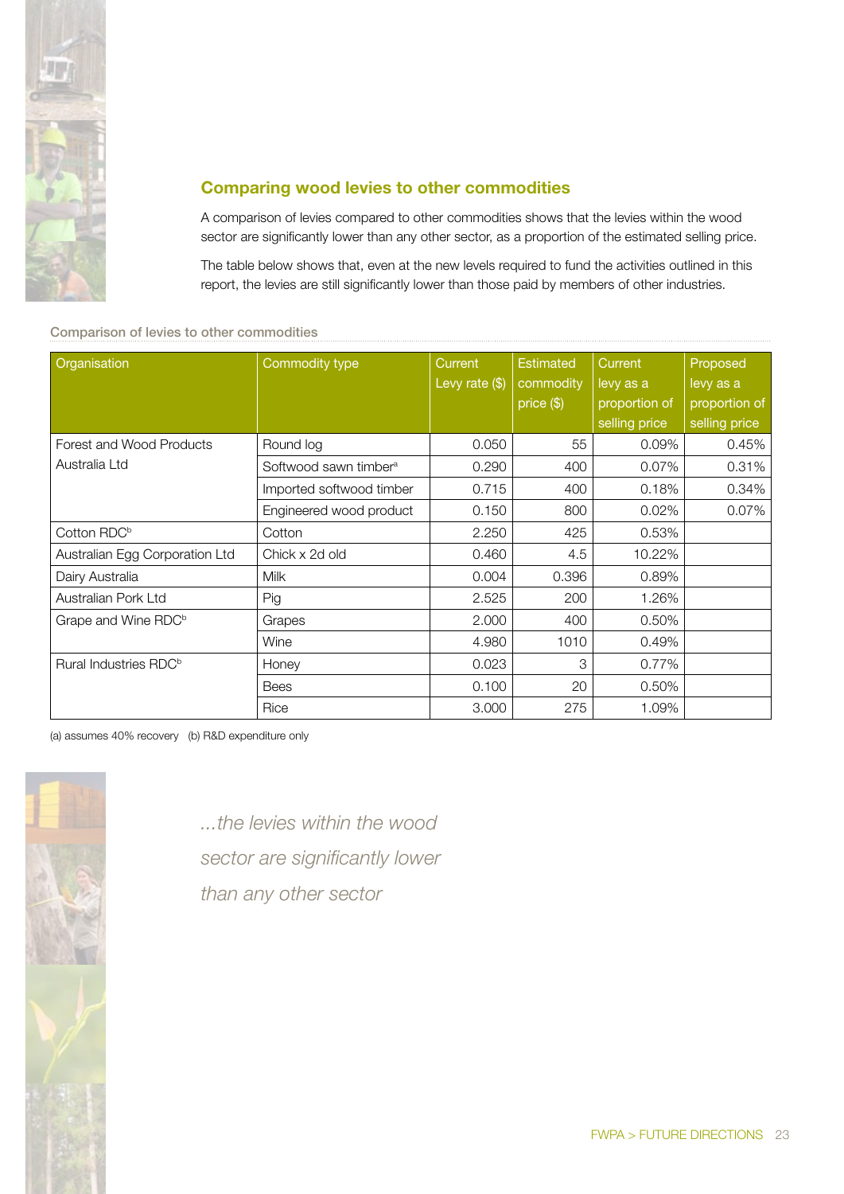## Comparing wood levies to other commodities

A comparison of levies compared to other commodities shows that the levies within the wood sector are significantly lower than any other sector, as a proportion of the estimated selling price.

The table below shows that, even at the new levels required to fund the activities outlined in this report, the levies are still significantly lower than those paid by members of other industries.

Comparison of levies to other commodities

| Organisation | Commodity type | Current Levy rate ($) | Estimated commodity price ($) | Current levy as a proportion of selling price | Proposed levy as a proportion of selling price |
|---|---|---|---|---|---|
| Forest and Wood Products Australia Ltd | Round log | 0.050 | 55 | 0.09% | 0.45% |
| | Softwood sawn timber[a] | 0.290 | 400 | 0.07% | 0.31% |
| | Imported softwood timber | 0.715 | 400 | 0.18% | 0.34% |
| | Engineered wood product | 0.150 | 800 | 0.02% | 0.07% |
| Cotton RDC[b] | Cotton | 2.250 | 425 | 0.53% | |
| Australian Egg Corporation Ltd | Chick x 2d old | 0.460 | 4.5 | 10.22% | |
| Dairy Australia | Milk | 0.004 | 0.396 | 0.89% | |
| Australian Pork Ltd | Pig | 2.525 | 200 | 1.26% | |
| Grape and Wine RDC[b] | Grapes | 2.000 | 400 | 0.50% | |
| | Wine | 4.980 | 1010 | 0.49% | |
| Rural Industries RDC[b] | Honey | 0.023 | 3 | 0.77% | |
| | Bees | 0.100 | 20 | 0.50% | |
| | Rice | 3.000 | 275 | 1.09% | |

(a) assumes 40% recovery (b) R&D expenditure only

*...the levies within the wood sector are significantly lower than any other sector*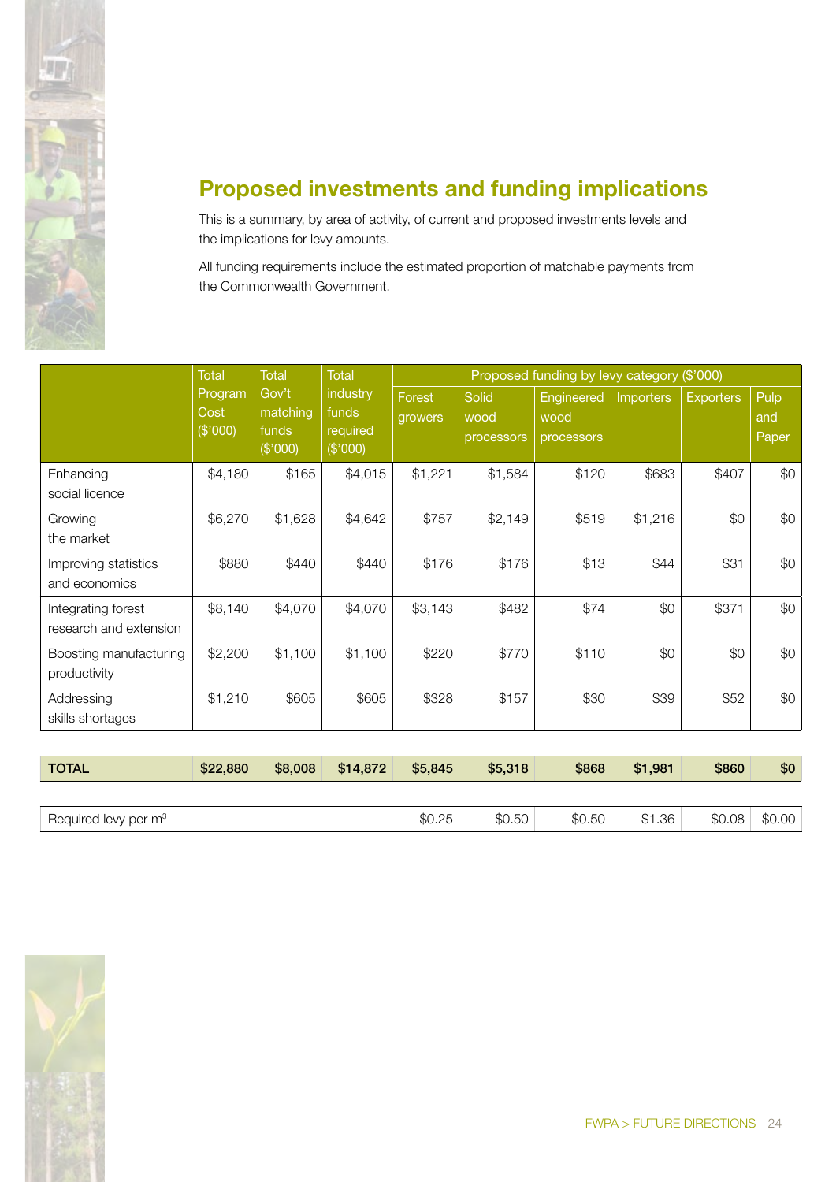## Proposed investments and funding implications

This is a summary, by area of activity, of current and proposed investments levels and the implications for levy amounts.

All funding requirements include the estimated proportion of matchable payments from the Commonwealth Government.

| | Total Program Cost ($'000) | Total Gov't matching funds ($'000) | Total industry funds required ($'000) | Proposed funding by levy category ($'000) | | | | | |
|---|---|---|---|---|---|---|---|---|---|
| | | | | Forest growers | Solid wood processors | Engineered wood processors | Importers | Exporters | Pulp and Paper |
| Enhancing social licence | $4,180 | $165 | $4,015 | $1,221 | $1,584 | $120 | $683 | $407 | $0 |
| Growing the market | $6,270 | $1,628 | $4,642 | $757 | $2,149 | $519 | $1,216 | $0 | $0 |
| Improving statistics and economics | $880 | $440 | $440 | $176 | $176 | $13 | $44 | $31 | $0 |
| Integrating forest research and extension | $8,140 | $4,070 | $4,070 | $3,143 | $482 | $74 | $0 | $371 | $0 |
| Boosting manufacturing productivity | $2,200 | $1,100 | $1,100 | $220 | $770 | $110 | $0 | $0 | $0 |
| Addressing skills shortages | $1,210 | $605 | $605 | $328 | $157 | $30 | $39 | $52 | $0 |
| **TOTAL** | **$22,880** | **$8,008** | **$14,872** | **$5,845** | **$5,318** | **$868** | **$1,981** | **$860** | **$0** |
| Required levy per $m^3$ | | | | $0.25 | $0.50 | $0.50 | $1.36 | $0.08 | $0.00 |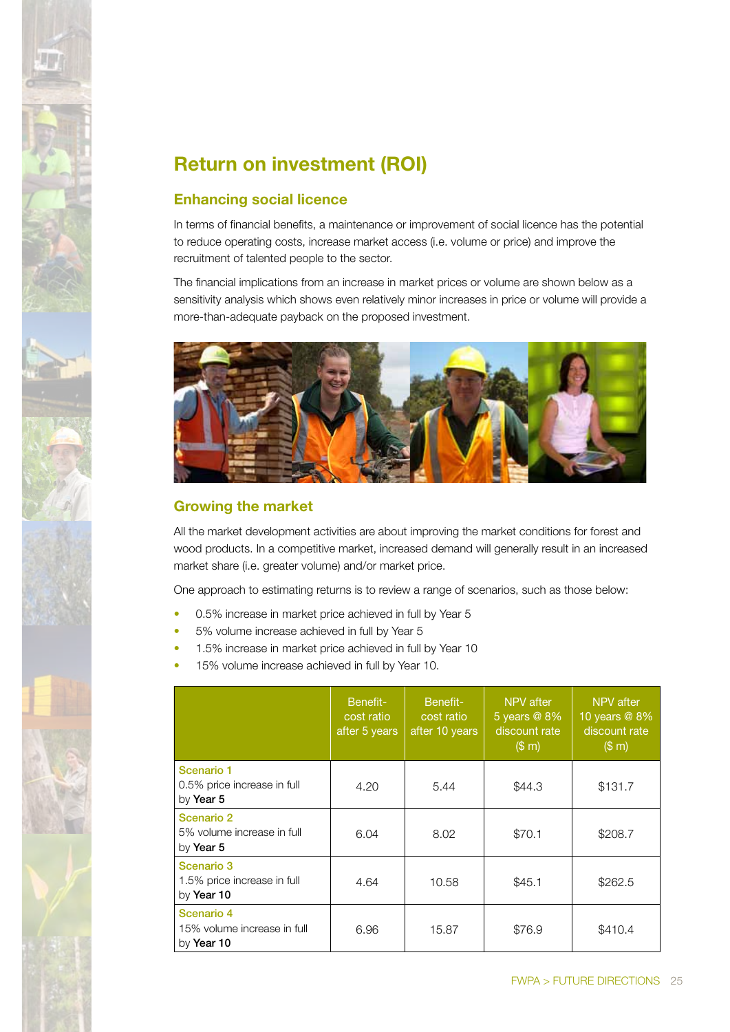# Return on investment (ROI)

## Enhancing social licence

In terms of financial benefits, a maintenance or improvement of social licence has the potential to reduce operating costs, increase market access (i.e. volume or price) and improve the recruitment of talented people to the sector.

The financial implications from an increase in market prices or volume are shown below as a sensitivity analysis which shows even relatively minor increases in price or volume will provide a more-than-adequate payback on the proposed investment.

## Growing the market

All the market development activities are about improving the market conditions for forest and wood products. In a competitive market, increased demand will generally result in an increased market share (i.e. greater volume) and/or market price.

One approach to estimating returns is to review a range of scenarios, such as those below:

- 0.5% increase in market price achieved in full by Year 5
- 5% volume increase achieved in full by Year 5
- 1.5% increase in market price achieved in full by Year 10
- 15% volume increase achieved in full by Year 10.

| | Benefit-cost ratio after 5 years | Benefit-cost ratio after 10 years | NPV after 5 years @ 8% discount rate ($ m) | NPV after 10 years @ 8% discount rate ($ m) |
|---|---|---|---|---|
| Scenario 1 0.5% price increase in full by **Year 5** | 4.20 | 5.44 | $44.3 | $131.7 |
| Scenario 2 5% volume increase in full by **Year 5** | 6.04 | 8.02 | $70.1 | $208.7 |
| Scenario 3 1.5% price increase in full by **Year 10** | 4.64 | 10.58 | $45.1 | $262.5 |
| Scenario 4 15% volume increase in full by **Year 10** | 6.96 | 15.87 | $76.9 | $410.4 |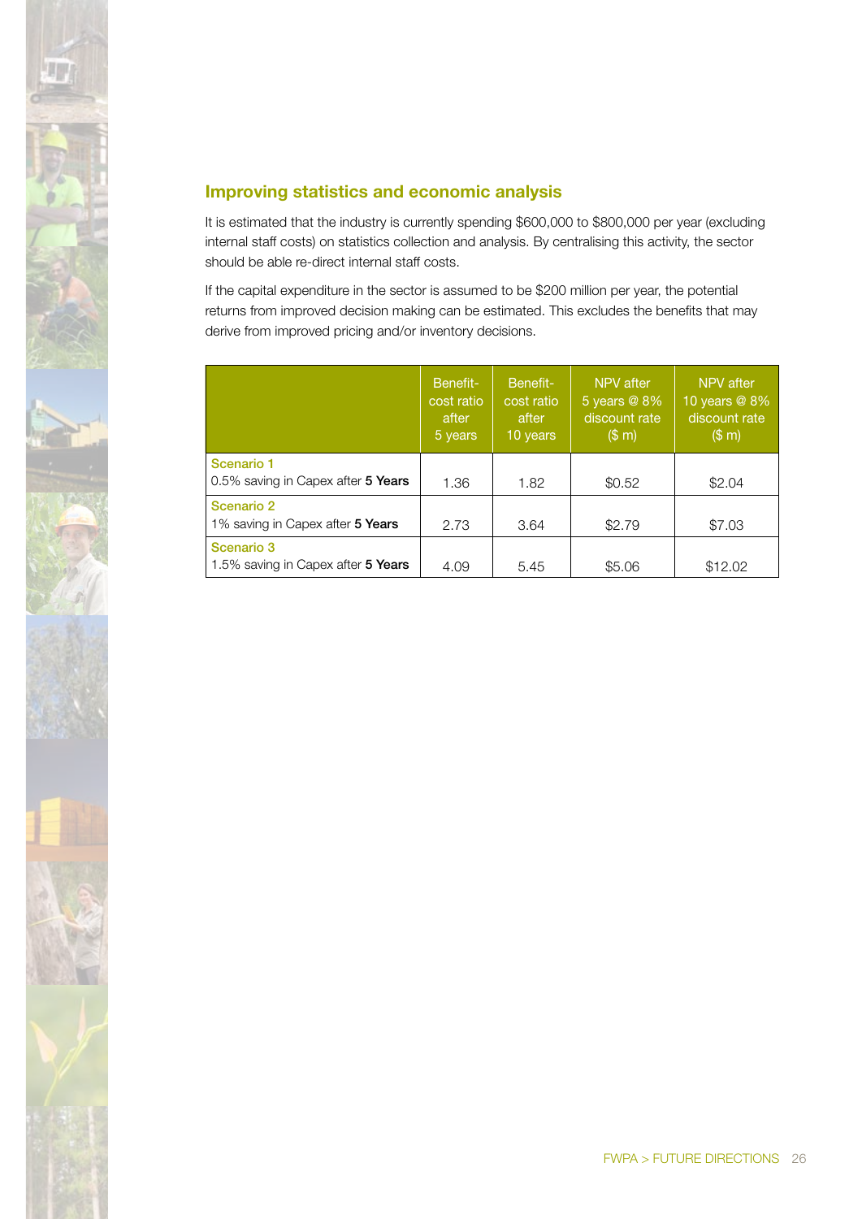## Improving statistics and economic analysis

It is estimated that the industry is currently spending $600,000 to $800,000 per year (excluding internal staff costs) on statistics collection and analysis. By centralising this activity, the sector should be able re-direct internal staff costs.

If the capital expenditure in the sector is assumed to be $200 million per year, the potential returns from improved decision making can be estimated. This excludes the benefits that may derive from improved pricing and/or inventory decisions.

| | Benefit-cost ratio after 5 years | Benefit-cost ratio after 10 years | NPV after 5 years @ 8% discount rate ($ m) | NPV after 10 years @ 8% discount rate ($ m) |
|---|---|---|---|---|
| Scenario 1<br>0.5% saving in Capex after **5 Years** | 1.36 | 1.82 | $0.52 | $2.04 |
| Scenario 2<br>1% saving in Capex after **5 Years** | 2.73 | 3.64 | $2.79 | $7.03 |
| Scenario 3<br>1.5% saving in Capex after **5 Years** | 4.09 | 5.45 | $5.06 | $12.02 |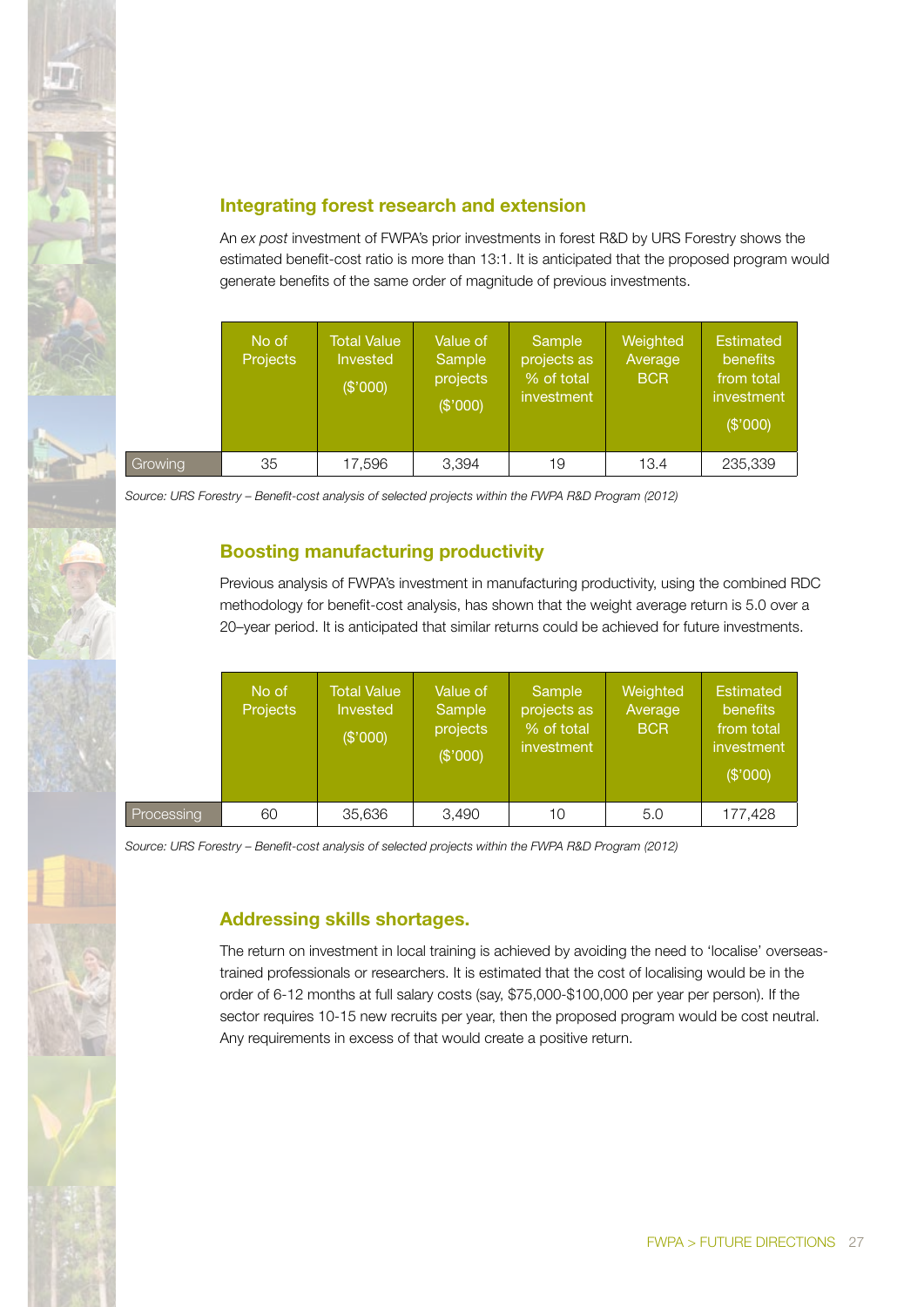## Integrating forest research and extension

An *ex post* investment of FWPA's prior investments in forest R&D by URS Forestry shows the estimated benefit-cost ratio is more than 13:1. It is anticipated that the proposed program would generate benefits of the same order of magnitude of previous investments.

| | No of Projects | Total Value Invested ($'000) | Value of Sample projects ($'000) | Sample projects as % of total investment | Weighted Average BCR | Estimated benefits from total investment ($'000) |
|---|---|---|---|---|---|---|
| Growing | 35 | 17,596 | 3,394 | 19 | 13.4 | 235,339 |

*Source: URS Forestry – Benefit-cost analysis of selected projects within the FWPA R&D Program (2012)*

## Boosting manufacturing productivity

Previous analysis of FWPA's investment in manufacturing productivity, using the combined RDC methodology for benefit-cost analysis, has shown that the weight average return is 5.0 over a 20–year period. It is anticipated that similar returns could be achieved for future investments.

| | No of Projects | Total Value Invested ($'000) | Value of Sample projects ($'000) | Sample projects as % of total investment | Weighted Average BCR | Estimated benefits from total investment ($'000) |
|---|---|---|---|---|---|---|
| Processing | 60 | 35,636 | 3,490 | 10 | 5.0 | 177,428 |

*Source: URS Forestry – Benefit-cost analysis of selected projects within the FWPA R&D Program (2012)*

## Addressing skills shortages.

The return on investment in local training is achieved by avoiding the need to 'localise' overseas-trained professionals or researchers. It is estimated that the cost of localising would be in the order of 6-12 months at full salary costs (say, $75,000-$100,000 per year per person). If the sector requires 10-15 new recruits per year, then the proposed program would be cost neutral. Any requirements in excess of that would create a positive return.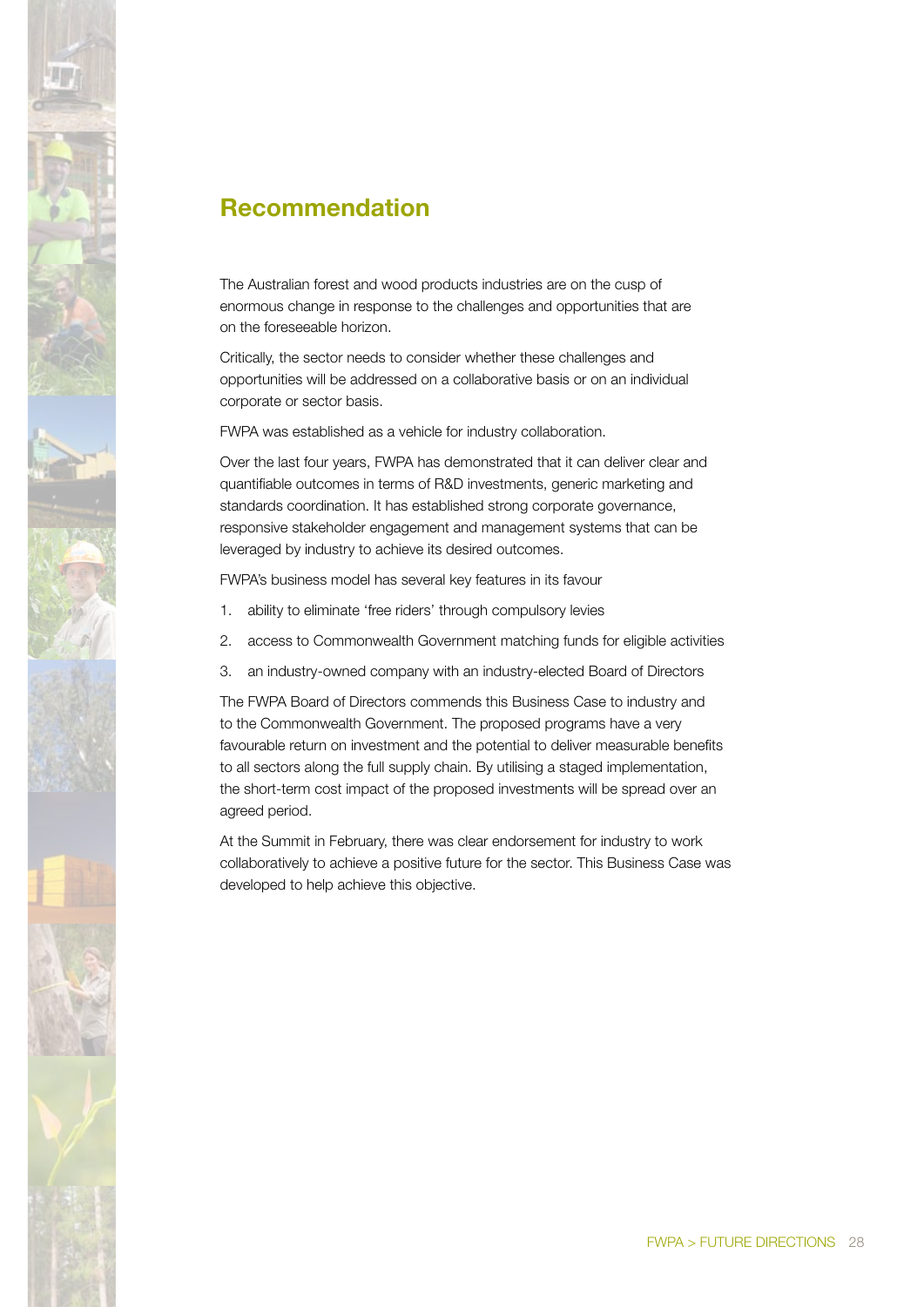## Recommendation

The Australian forest and wood products industries are on the cusp of enormous change in response to the challenges and opportunities that are on the foreseeable horizon.

Critically, the sector needs to consider whether these challenges and opportunities will be addressed on a collaborative basis or on an individual corporate or sector basis.

FWPA was established as a vehicle for industry collaboration.

Over the last four years, FWPA has demonstrated that it can deliver clear and quantifiable outcomes in terms of R&D investments, generic marketing and standards coordination. It has established strong corporate governance, responsive stakeholder engagement and management systems that can be leveraged by industry to achieve its desired outcomes.

FWPA's business model has several key features in its favour

1. ability to eliminate 'free riders' through compulsory levies
2. access to Commonwealth Government matching funds for eligible activities
3. an industry-owned company with an industry-elected Board of Directors

The FWPA Board of Directors commends this Business Case to industry and to the Commonwealth Government. The proposed programs have a very favourable return on investment and the potential to deliver measurable benefits to all sectors along the full supply chain. By utilising a staged implementation, the short-term cost impact of the proposed investments will be spread over an agreed period.

At the Summit in February, there was clear endorsement for industry to work collaboratively to achieve a positive future for the sector. This Business Case was developed to help achieve this objective.